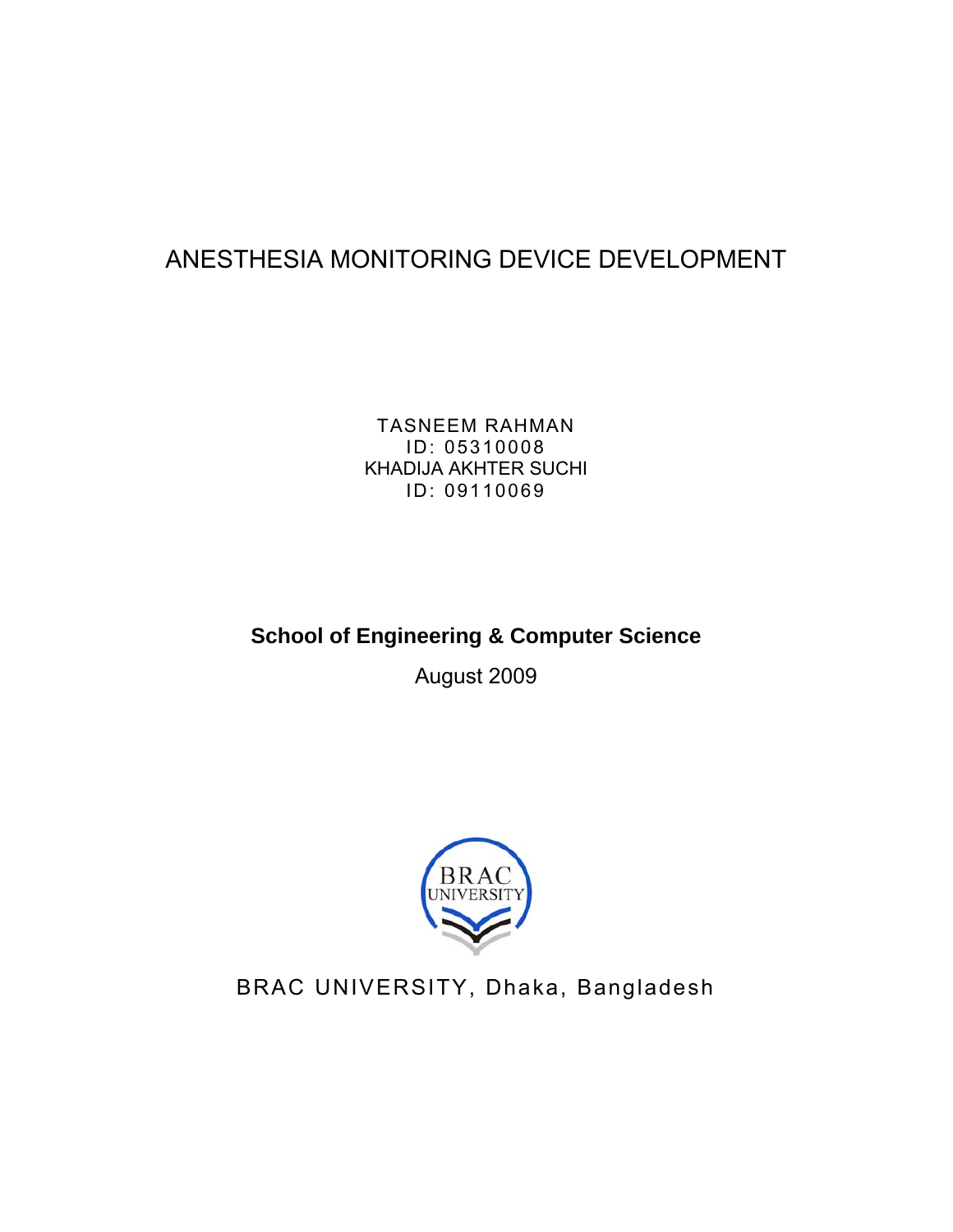# ANESTHESIA MONITORING DEVICE DEVELOPMENT

TASNEEM RAHMAN
ID: 05310008
KHADIJA AKHTER SUCHI
ID: 09110069

**School of Engineering & Computer Science**

August 2009

BRAC UNIVERSITY, Dhaka, Bangladesh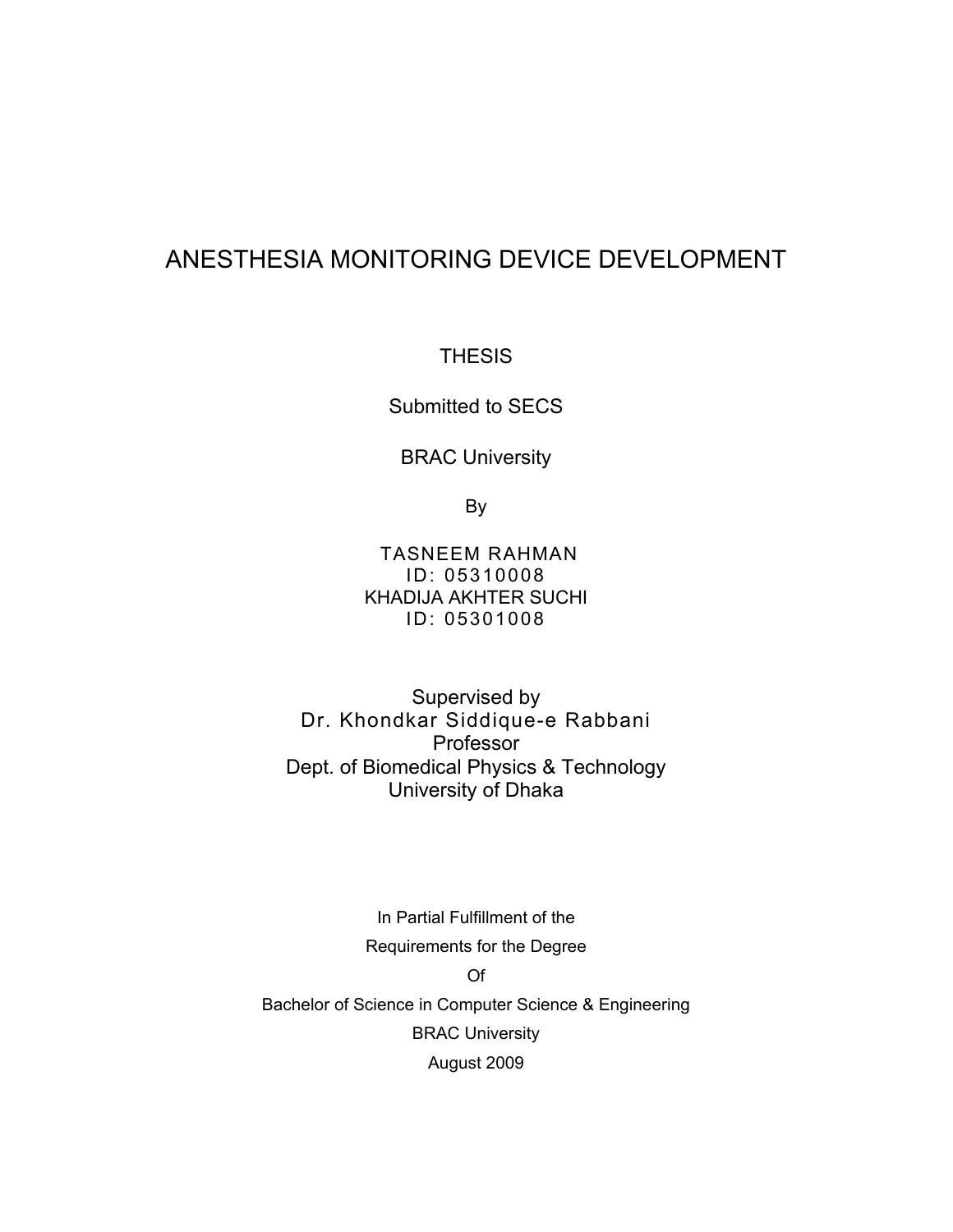# ANESTHESIA MONITORING DEVICE DEVELOPMENT

THESIS

Submitted to SECS

BRAC University

By

TASNEEM RAHMAN
ID: 05310008
KHADIJA AKHTER SUCHI
ID: 05301008

Supervised by
Dr. Khondkar Siddique-e Rabbani
Professor
Dept. of Biomedical Physics & Technology
University of Dhaka

In Partial Fulfillment of the
Requirements for the Degree
Of
Bachelor of Science in Computer Science & Engineering
BRAC University
August 2009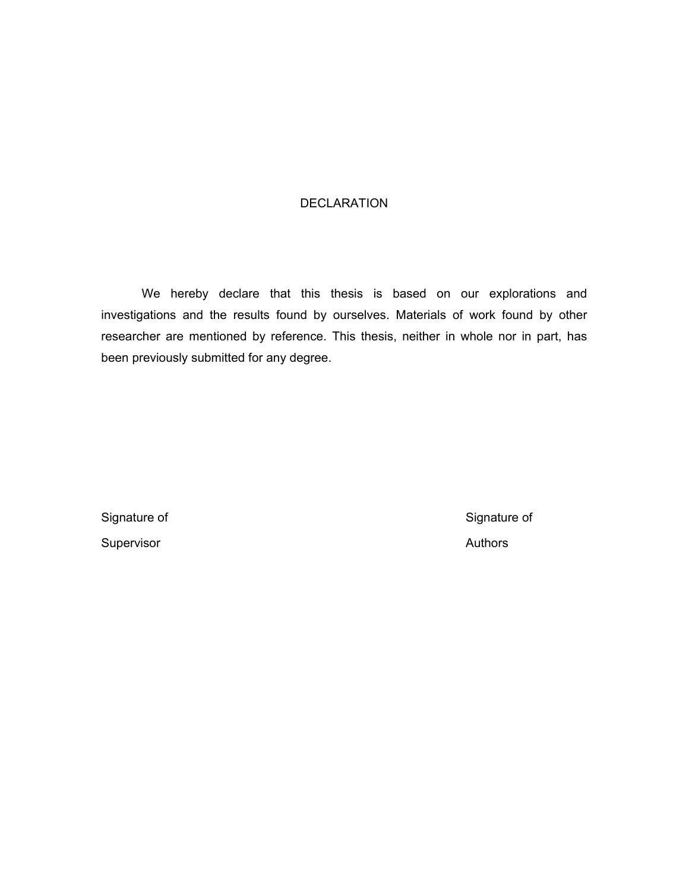# DECLARATION

We hereby declare that this thesis is based on our explorations and investigations and the results found by ourselves. Materials of work found by other researcher are mentioned by reference. This thesis, neither in whole nor in part, has been previously submitted for any degree.

| Signature of Supervisor | Signature of Authors |
|---|---|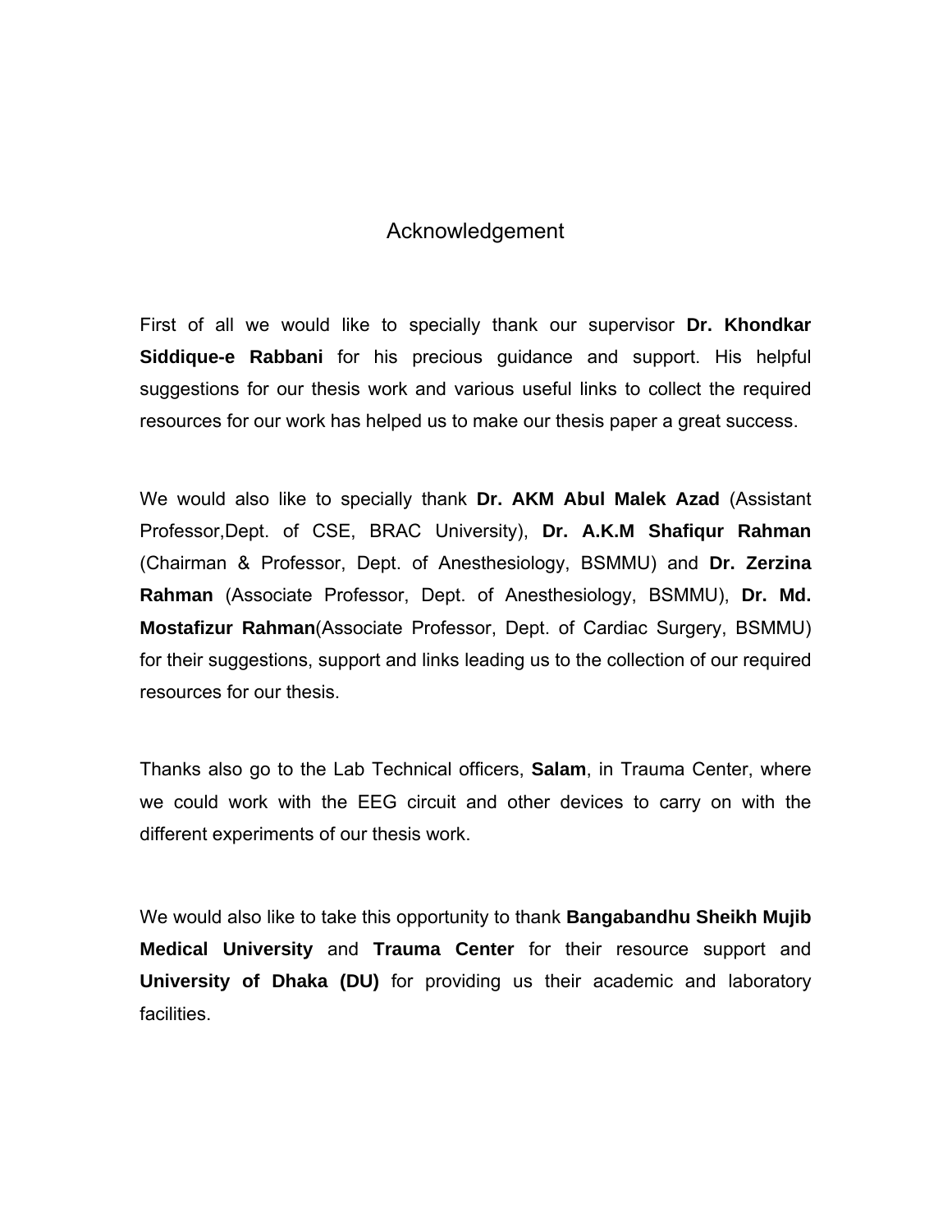# Acknowledgement

First of all we would like to specially thank our supervisor **Dr. Khondkar Siddique-e Rabbani** for his precious guidance and support. His helpful suggestions for our thesis work and various useful links to collect the required resources for our work has helped us to make our thesis paper a great success.

We would also like to specially thank **Dr. AKM Abul Malek Azad** (Assistant Professor,Dept. of CSE, BRAC University), **Dr. A.K.M Shafiqur Rahman** (Chairman & Professor, Dept. of Anesthesiology, BSMMU) and **Dr. Zerzina Rahman** (Associate Professor, Dept. of Anesthesiology, BSMMU), **Dr. Md. Mostafizur Rahman**(Associate Professor, Dept. of Cardiac Surgery, BSMMU) for their suggestions, support and links leading us to the collection of our required resources for our thesis.

Thanks also go to the Lab Technical officers, **Salam**, in Trauma Center, where we could work with the EEG circuit and other devices to carry on with the different experiments of our thesis work.

We would also like to take this opportunity to thank **Bangabandhu Sheikh Mujib Medical University** and **Trauma Center** for their resource support and **University of Dhaka (DU)** for providing us their academic and laboratory facilities.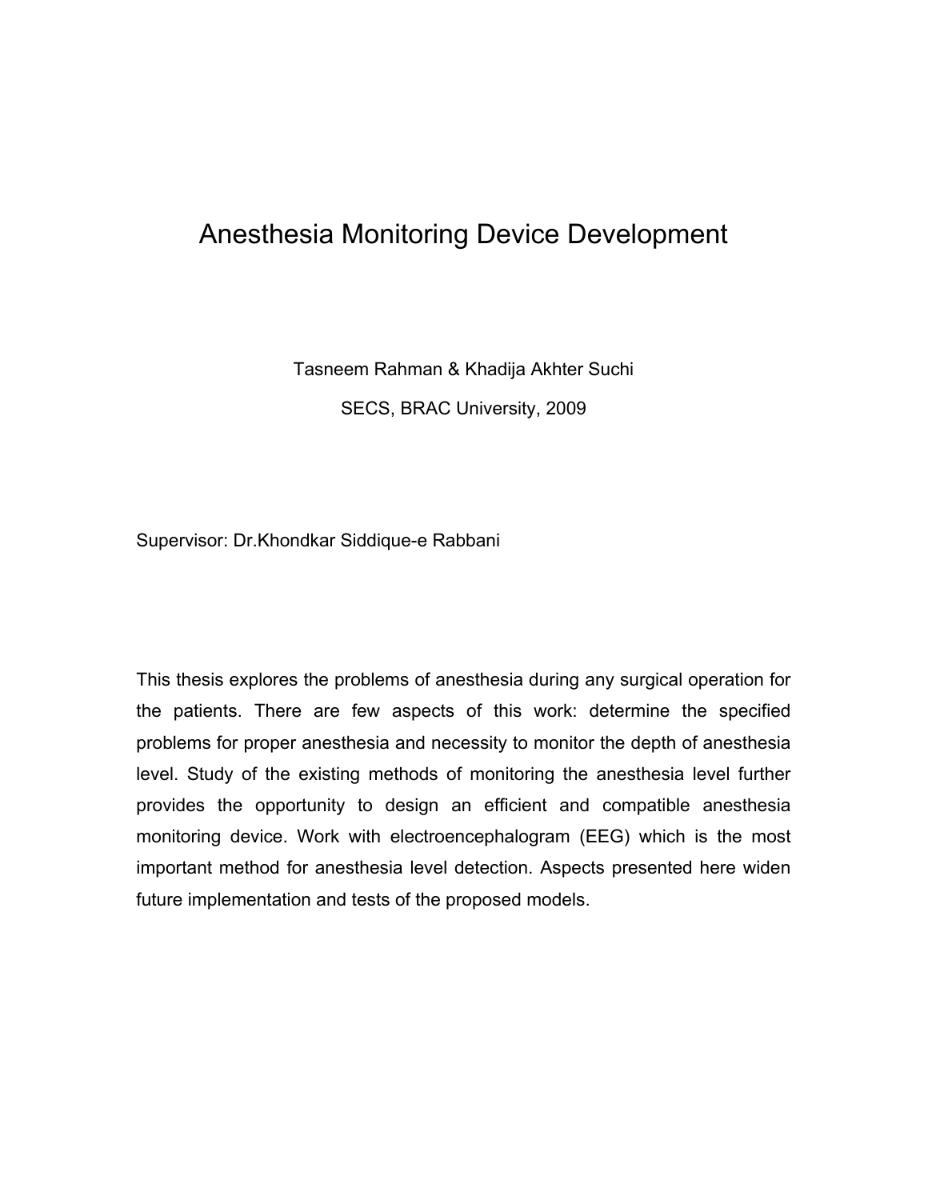# Anesthesia Monitoring Device Development

Tasneem Rahman & Khadija Akhter Suchi

SECS, BRAC University, 2009

Supervisor: Dr.Khondkar Siddique-e Rabbani

This thesis explores the problems of anesthesia during any surgical operation for the patients. There are few aspects of this work: determine the specified problems for proper anesthesia and necessity to monitor the depth of anesthesia level. Study of the existing methods of monitoring the anesthesia level further provides the opportunity to design an efficient and compatible anesthesia monitoring device. Work with electroencephalogram (EEG) which is the most important method for anesthesia level detection. Aspects presented here widen future implementation and tests of the proposed models.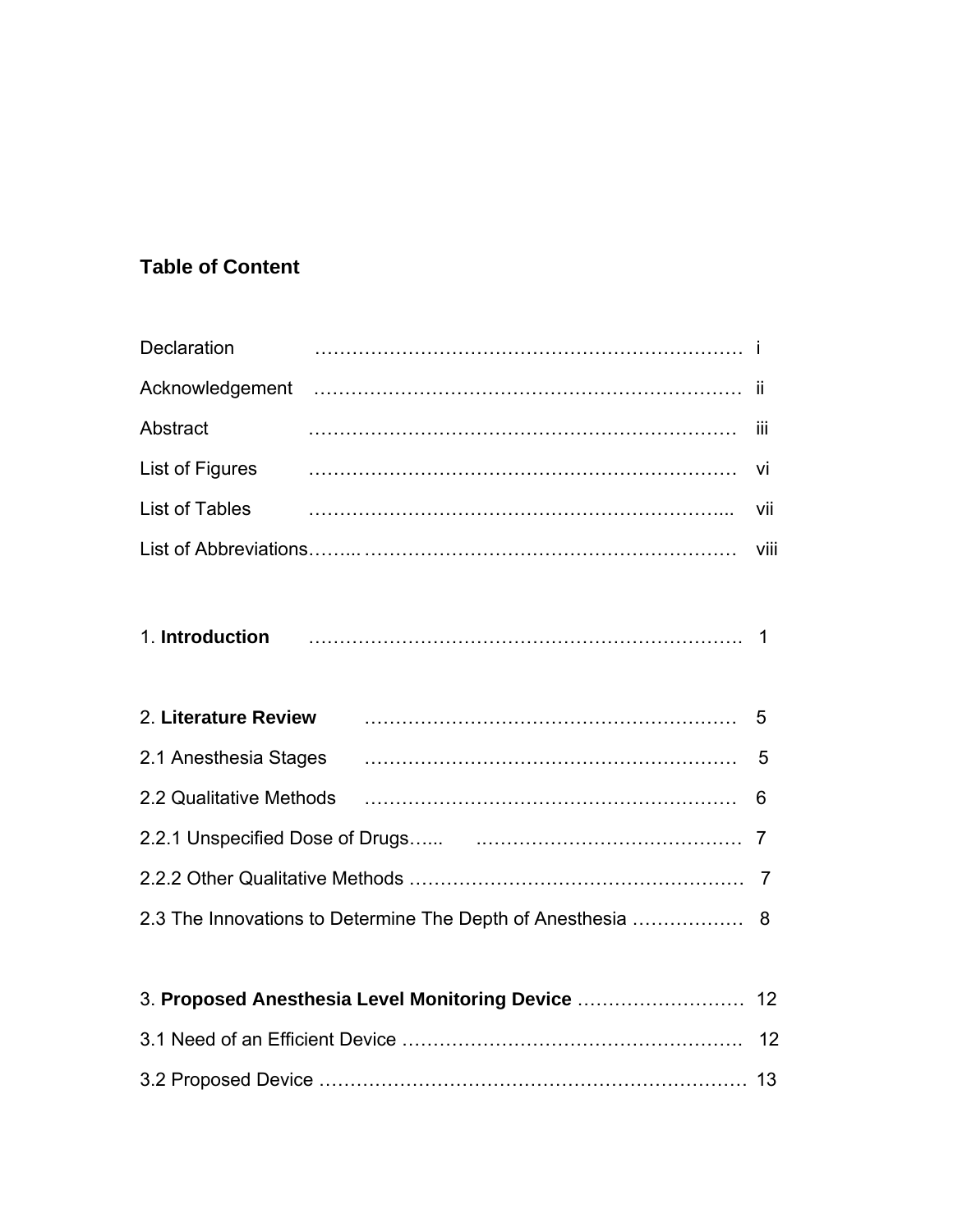## Table of Content

Declaration ……………………………………………………………… i

Acknowledgement ……………………………………………………………… ii

Abstract ……………………………………………………………… iii

List of Figures ……………………………………………………………… vi

List of Tables ……………………………………………………………... vii

List of Abbreviations……... …………………………………………………… viii

1. **Introduction** ……………………………………………………………. 1

2. **Literature Review** …………………………………………………… 5

2.1 Anesthesia Stages …………………………………………………… 5

2.2 Qualitative Methods …………………………………………………… 6

2.2.1 Unspecified Dose of Drugs…... …………………………………… 7

2.2.2 Other Qualitative Methods ……………………………………………… 7

2.3 The Innovations to Determine The Depth of Anesthesia ……………… 8

3. **Proposed Anesthesia Level Monitoring Device** ……………………… 12

3.1 Need of an Efficient Device ………………………………………………. 12

3.2 Proposed Device …………………………………………………………… 13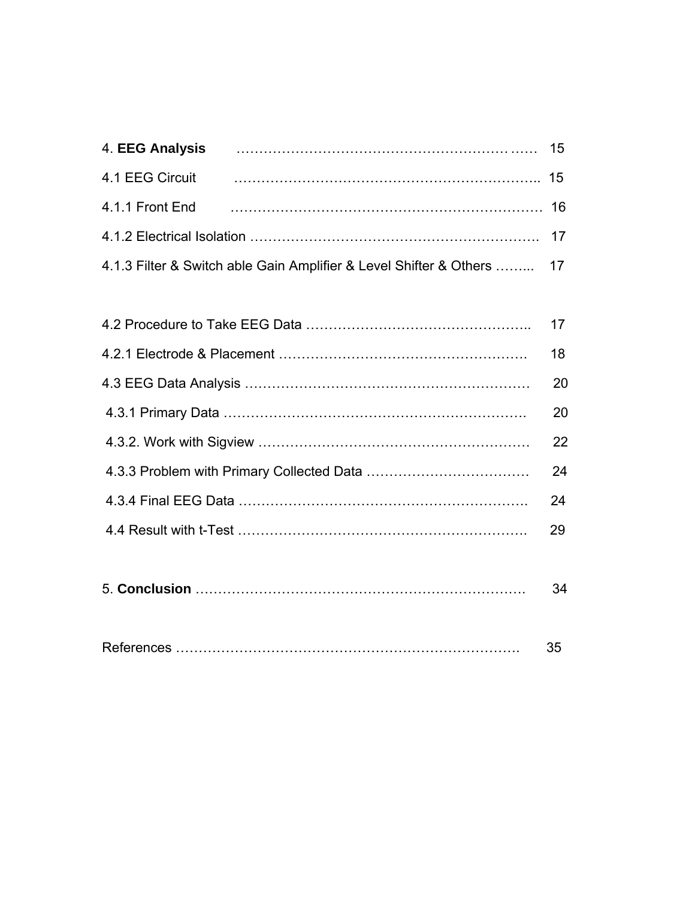4. **EEG Analysis** …………………………………………………… 15

4.1 EEG Circuit ……………………………………………………….. 15

4.1.1 Front End ………………………………………………………… 16

4.1.2 Electrical Isolation ………………………………………………… 17

4.1.3 Filter & Switch able Gain Amplifier & Level Shifter & Others ……... 17

4.2 Procedure to Take EEG Data ………………………………………….. 17

4.2.1 Electrode & Placement ……………………………………………… 18

4.3 EEG Data Analysis …………………………………………………… 20

4.3.1 Primary Data ………………………………………………………. 20

4.3.2. Work with Sigview …………………………………………………… 22

4.3.3 Problem with Primary Collected Data ……………………………… 24

4.3.4 Final EEG Data ……………………………………………………. 24

4.4 Result with t-Test ……………………………………………………… 29

5. **Conclusion** ………………………………………………………………. 34

References ……………………………………………………………………. 35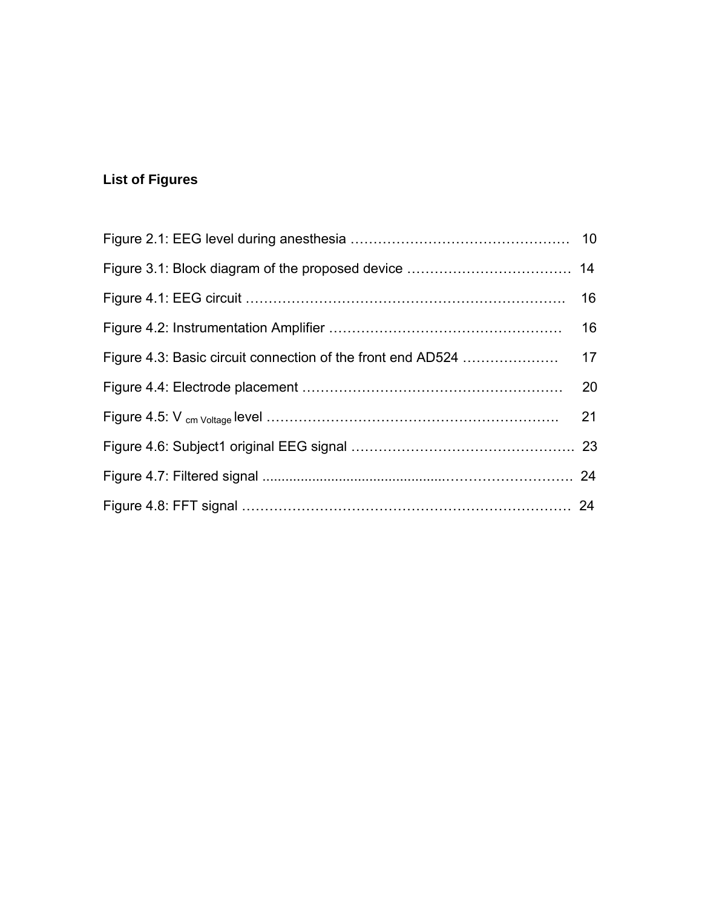**List of Figures**

Figure 2.1: EEG level during anesthesia ………………………………………. 10

Figure 3.1: Block diagram of the proposed device ……………………………… 14

Figure 4.1: EEG circuit ……………………………………………………………. 16

Figure 4.2: Instrumentation Amplifier …………………………………………… 16

Figure 4.3: Basic circuit connection of the front end AD524 ………………… 17

Figure 4.4: Electrode placement ………………………………………………… 20

Figure 4.5: $V_{cm\ Voltage}$ level ……………………………………………………… 21

Figure 4.6: Subject1 original EEG signal ………………………………………. 23

Figure 4.7: Filtered signal ............................................……………………. 24

Figure 4.8: FFT signal ………………………………………………………………… 24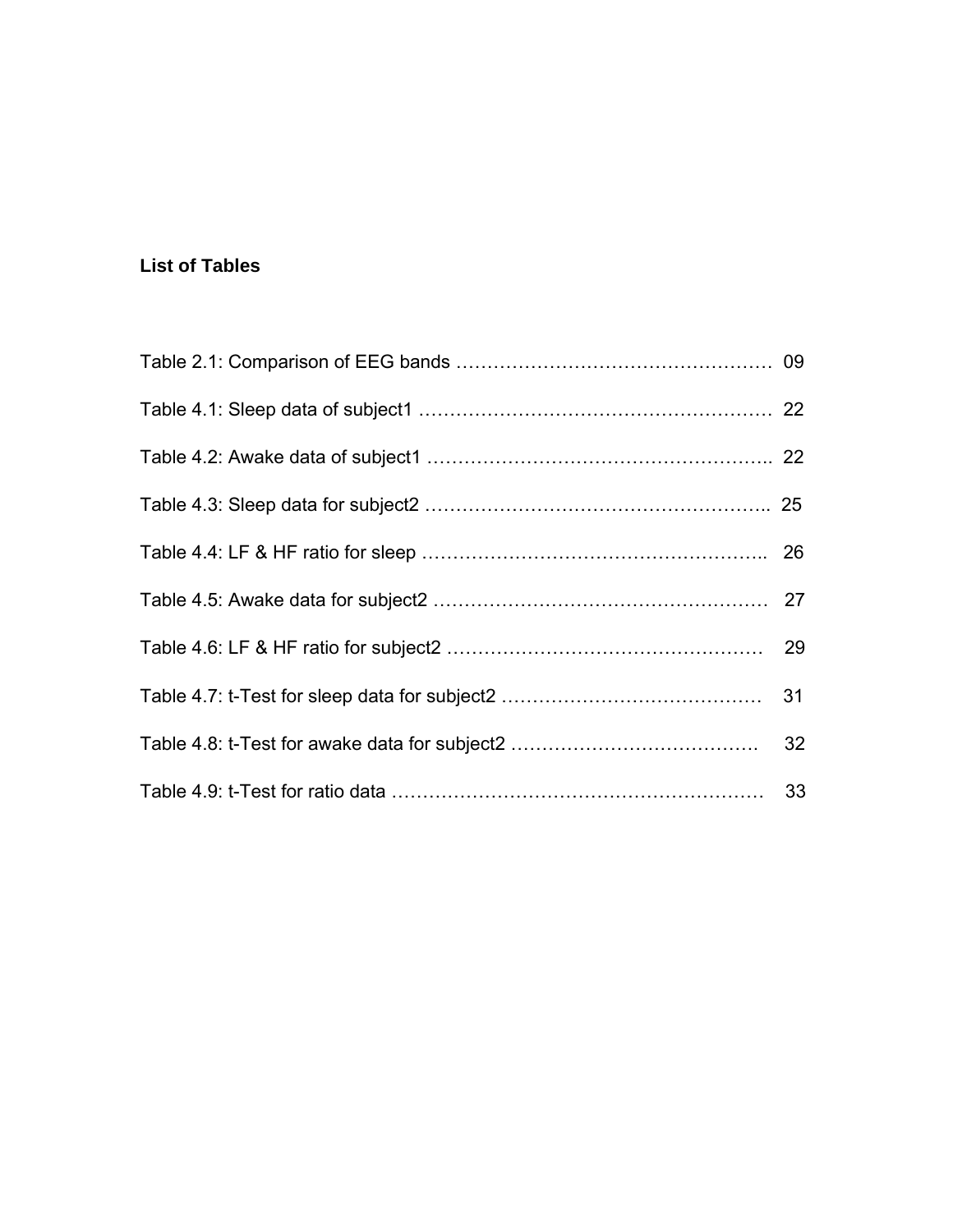## List of Tables

Table 2.1: Comparison of EEG bands …………………………………………… 09

Table 4.1: Sleep data of subject1 ………………….…………………………… 22

Table 4.2: Awake data of subject1 ………………………………………….….. 22

Table 4.3: Sleep data for subject2 ……………………………………………... 25

Table 4.4: LF & HF ratio for sleep ……………………………………………... 26

Table 4.5: Awake data for subject2 ……………………………………………. 27

Table 4.6: LF & HF ratio for subject2 …………………………………………… 29

Table 4.7: t-Test for sleep data for subject2 …………………………………… 31

Table 4.8: t-Test for awake data for subject2 ………………………………… 32

Table 4.9: t-Test for ratio data …………………………………………………… 33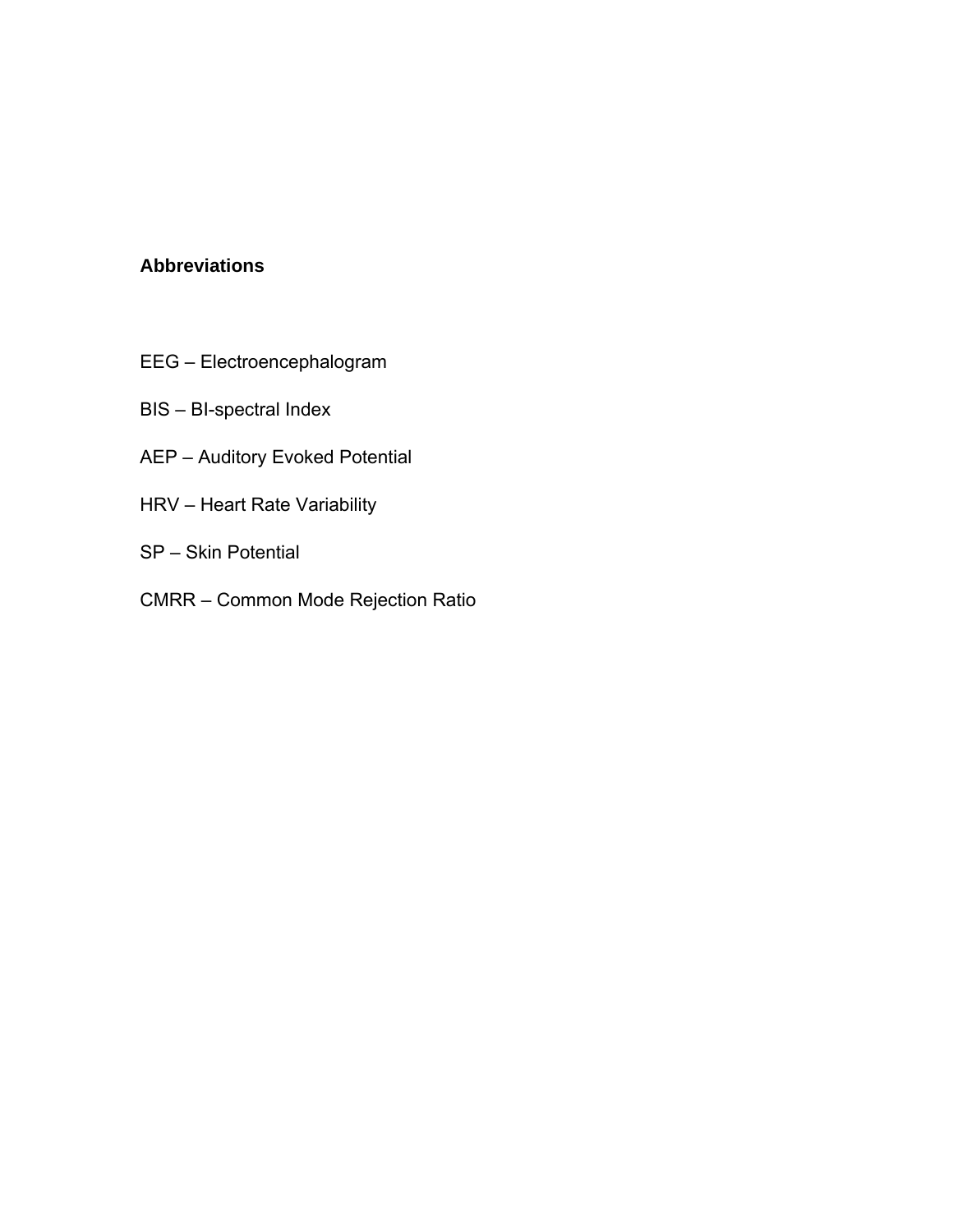## Abbreviations

EEG – Electroencephalogram

BIS – BI-spectral Index

AEP – Auditory Evoked Potential

HRV – Heart Rate Variability

SP – Skin Potential

CMRR – Common Mode Rejection Ratio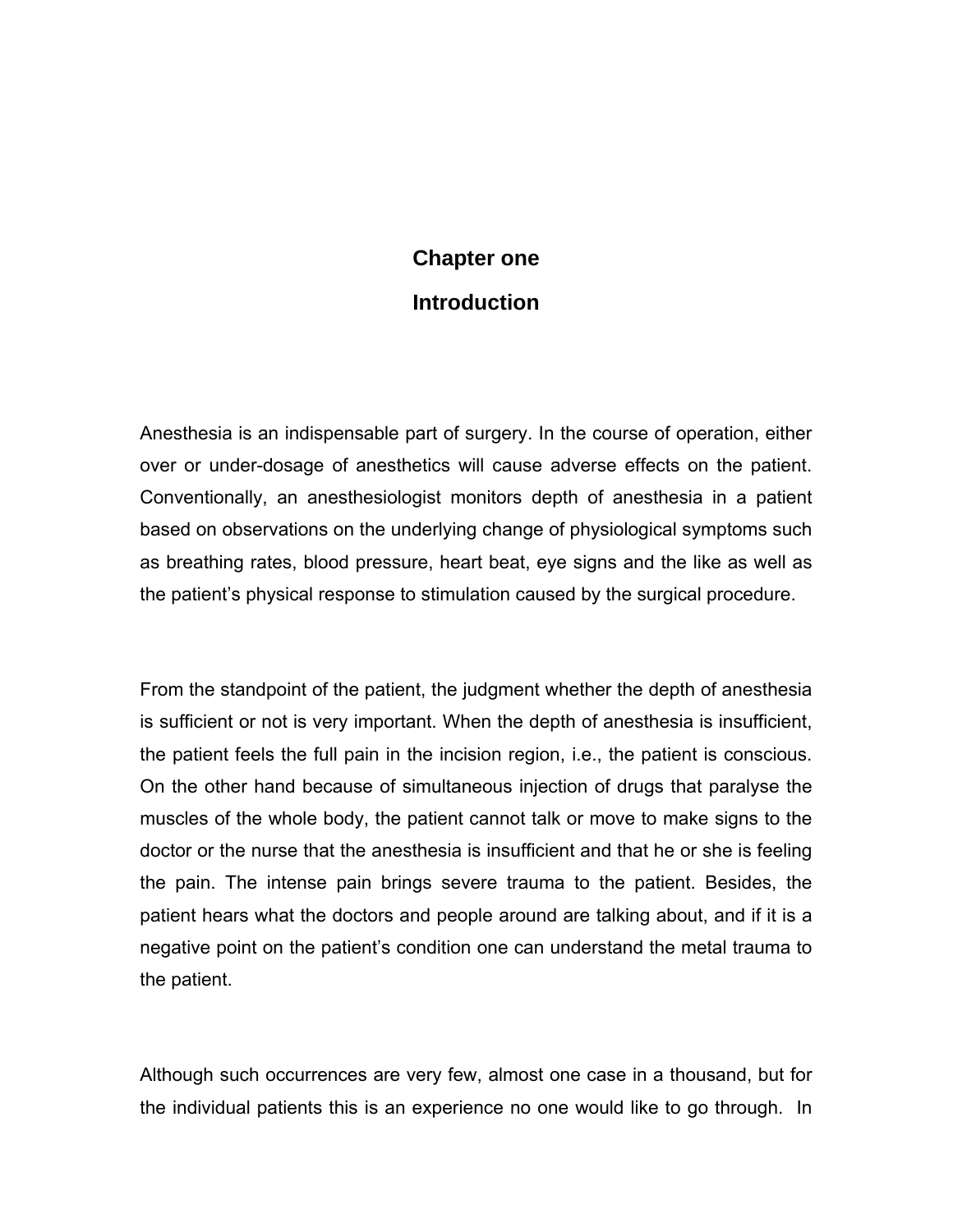# Chapter one

# Introduction

Anesthesia is an indispensable part of surgery. In the course of operation, either over or under-dosage of anesthetics will cause adverse effects on the patient. Conventionally, an anesthesiologist monitors depth of anesthesia in a patient based on observations on the underlying change of physiological symptoms such as breathing rates, blood pressure, heart beat, eye signs and the like as well as the patient's physical response to stimulation caused by the surgical procedure.

From the standpoint of the patient, the judgment whether the depth of anesthesia is sufficient or not is very important. When the depth of anesthesia is insufficient, the patient feels the full pain in the incision region, i.e., the patient is conscious. On the other hand because of simultaneous injection of drugs that paralyse the muscles of the whole body, the patient cannot talk or move to make signs to the doctor or the nurse that the anesthesia is insufficient and that he or she is feeling the pain. The intense pain brings severe trauma to the patient. Besides, the patient hears what the doctors and people around are talking about, and if it is a negative point on the patient's condition one can understand the metal trauma to the patient.

Although such occurrences are very few, almost one case in a thousand, but for the individual patients this is an experience no one would like to go through. In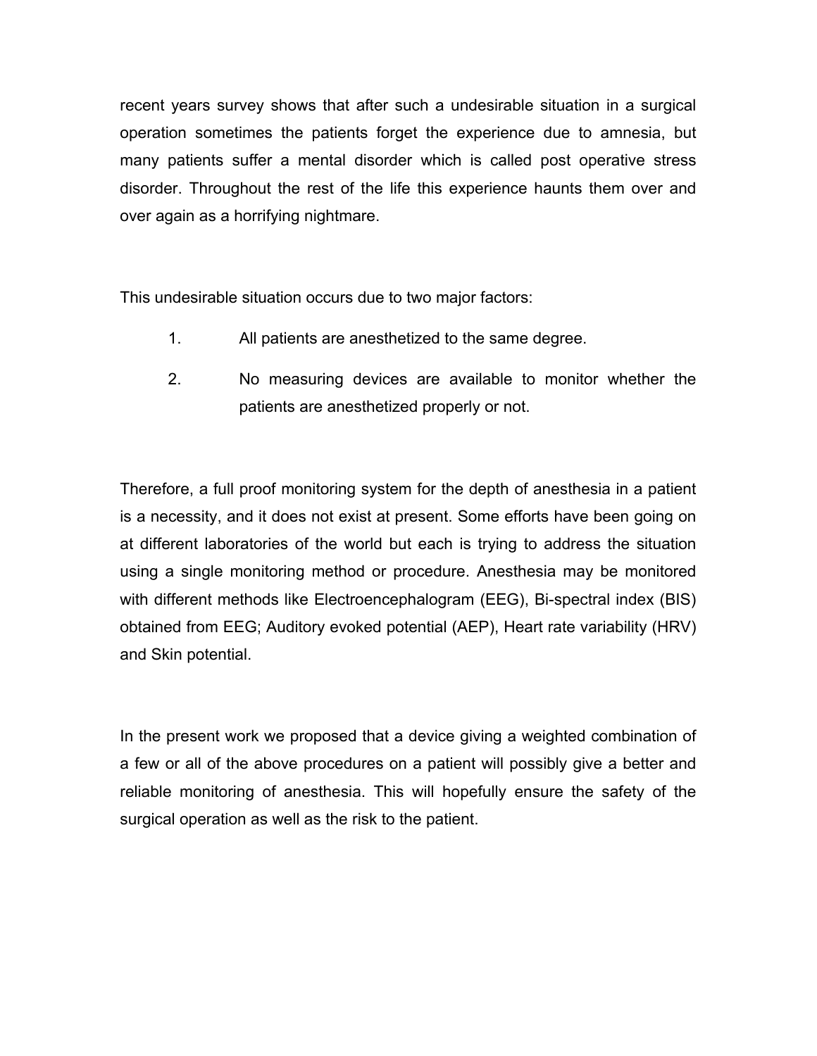recent years survey shows that after such a undesirable situation in a surgical operation sometimes the patients forget the experience due to amnesia, but many patients suffer a mental disorder which is called post operative stress disorder. Throughout the rest of the life this experience haunts them over and over again as a horrifying nightmare.

This undesirable situation occurs due to two major factors:

1. All patients are anesthetized to the same degree.
2. No measuring devices are available to monitor whether the patients are anesthetized properly or not.

Therefore, a full proof monitoring system for the depth of anesthesia in a patient is a necessity, and it does not exist at present. Some efforts have been going on at different laboratories of the world but each is trying to address the situation using a single monitoring method or procedure. Anesthesia may be monitored with different methods like Electroencephalogram (EEG), Bi-spectral index (BIS) obtained from EEG; Auditory evoked potential (AEP), Heart rate variability (HRV) and Skin potential.

In the present work we proposed that a device giving a weighted combination of a few or all of the above procedures on a patient will possibly give a better and reliable monitoring of anesthesia. This will hopefully ensure the safety of the surgical operation as well as the risk to the patient.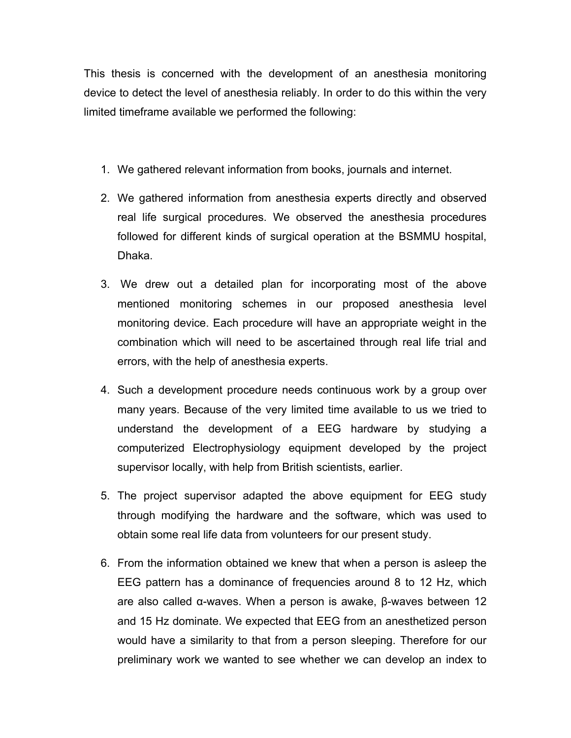This thesis is concerned with the development of an anesthesia monitoring device to detect the level of anesthesia reliably. In order to do this within the very limited timeframe available we performed the following:

1. We gathered relevant information from books, journals and internet.
2. We gathered information from anesthesia experts directly and observed real life surgical procedures. We observed the anesthesia procedures followed for different kinds of surgical operation at the BSMMU hospital, Dhaka.
3. We drew out a detailed plan for incorporating most of the above mentioned monitoring schemes in our proposed anesthesia level monitoring device. Each procedure will have an appropriate weight in the combination which will need to be ascertained through real life trial and errors, with the help of anesthesia experts.
4. Such a development procedure needs continuous work by a group over many years. Because of the very limited time available to us we tried to understand the development of a EEG hardware by studying a computerized Electrophysiology equipment developed by the project supervisor locally, with help from British scientists, earlier.
5. The project supervisor adapted the above equipment for EEG study through modifying the hardware and the software, which was used to obtain some real life data from volunteers for our present study.
6. From the information obtained we knew that when a person is asleep the EEG pattern has a dominance of frequencies around 8 to 12 Hz, which are also called α-waves. When a person is awake, β-waves between 12 and 15 Hz dominate. We expected that EEG from an anesthetized person would have a similarity to that from a person sleeping. Therefore for our preliminary work we wanted to see whether we can develop an index to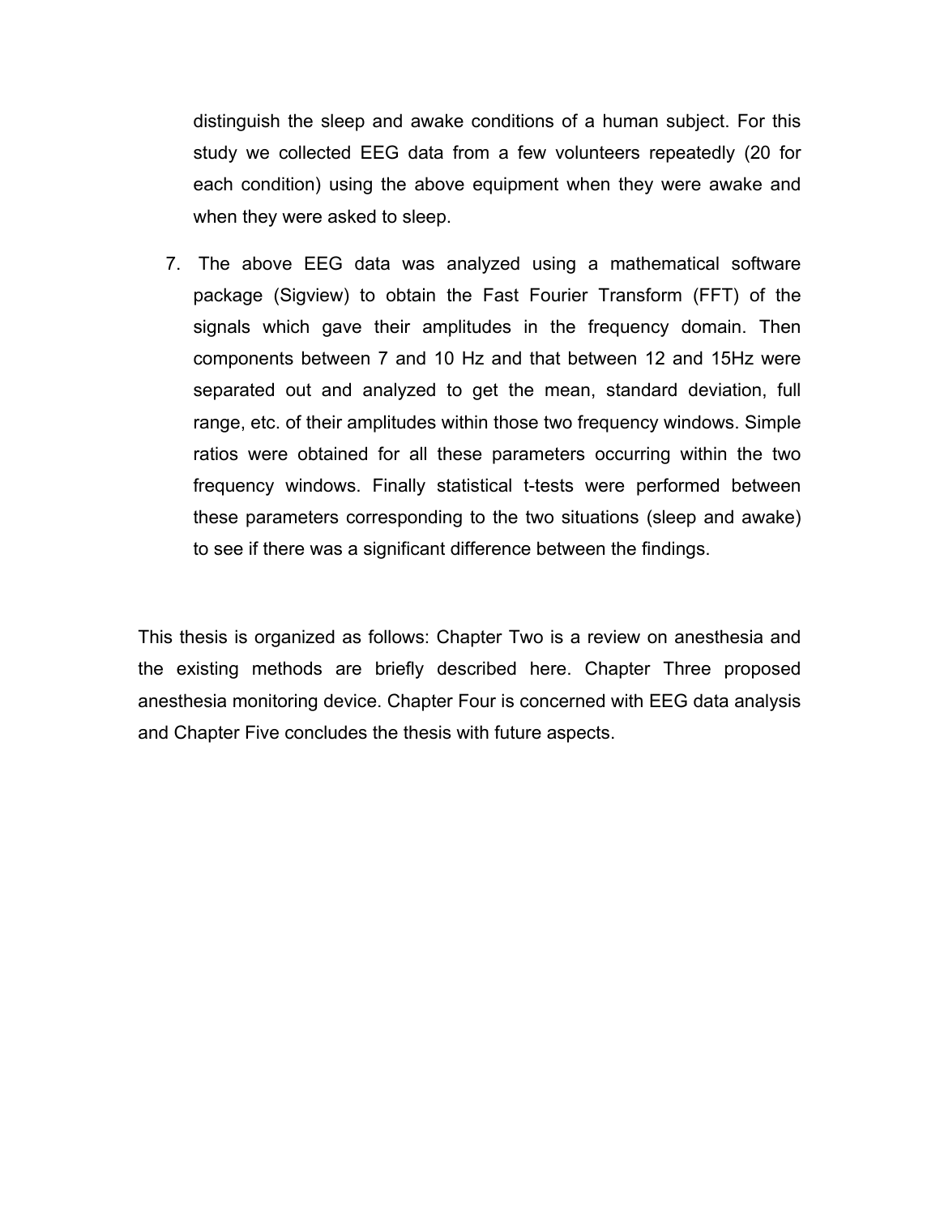distinguish the sleep and awake conditions of a human subject. For this study we collected EEG data from a few volunteers repeatedly (20 for each condition) using the above equipment when they were awake and when they were asked to sleep.

7. The above EEG data was analyzed using a mathematical software package (Sigview) to obtain the Fast Fourier Transform (FFT) of the signals which gave their amplitudes in the frequency domain. Then components between 7 and 10 Hz and that between 12 and 15Hz were separated out and analyzed to get the mean, standard deviation, full range, etc. of their amplitudes within those two frequency windows. Simple ratios were obtained for all these parameters occurring within the two frequency windows. Finally statistical t-tests were performed between these parameters corresponding to the two situations (sleep and awake) to see if there was a significant difference between the findings.

This thesis is organized as follows: Chapter Two is a review on anesthesia and the existing methods are briefly described here. Chapter Three proposed anesthesia monitoring device. Chapter Four is concerned with EEG data analysis and Chapter Five concludes the thesis with future aspects.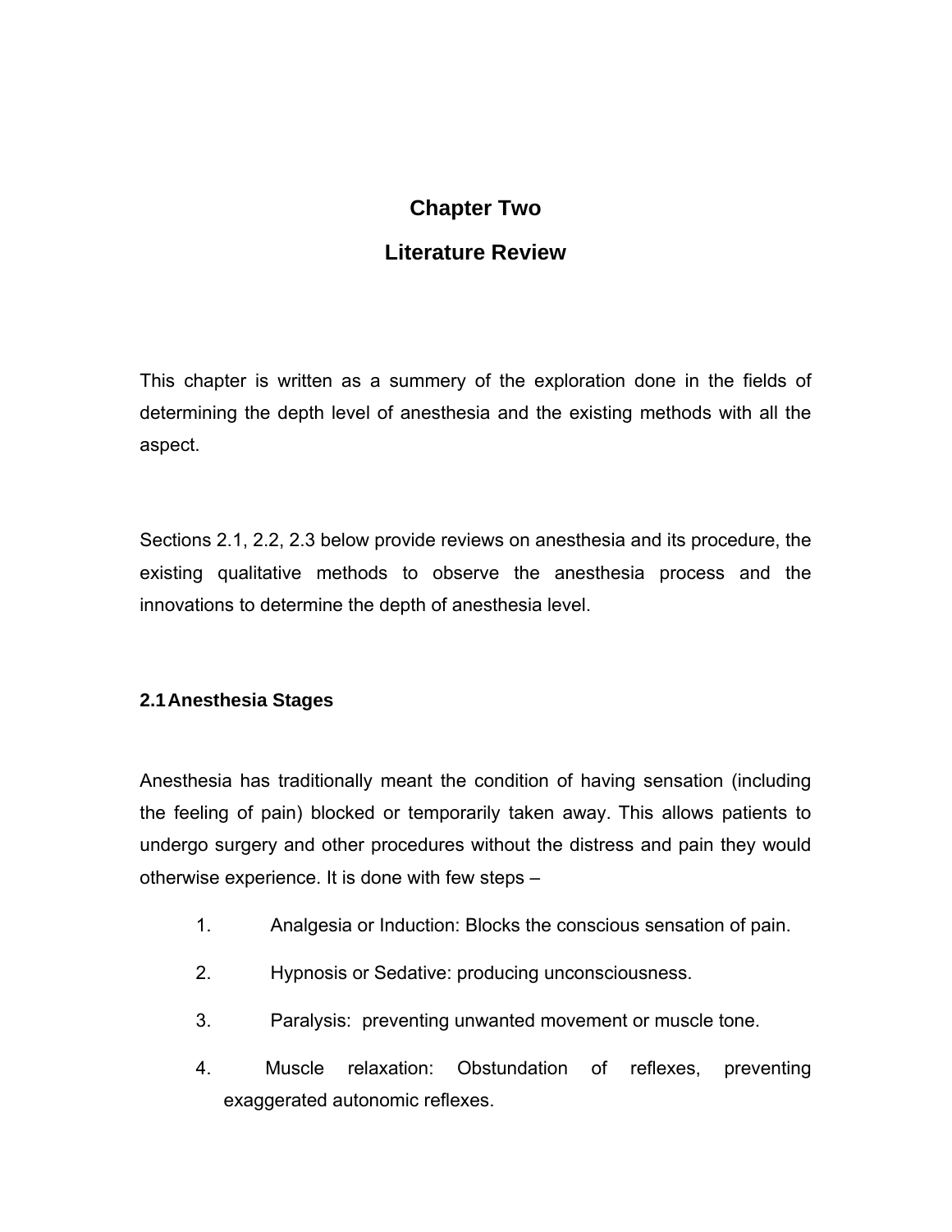# Chapter Two

# Literature Review

This chapter is written as a summery of the exploration done in the fields of determining the depth level of anesthesia and the existing methods with all the aspect.

Sections 2.1, 2.2, 2.3 below provide reviews on anesthesia and its procedure, the existing qualitative methods to observe the anesthesia process and the innovations to determine the depth of anesthesia level.

## 2.1 Anesthesia Stages

Anesthesia has traditionally meant the condition of having sensation (including the feeling of pain) blocked or temporarily taken away. This allows patients to undergo surgery and other procedures without the distress and pain they would otherwise experience. It is done with few steps –

1. Analgesia or Induction: Blocks the conscious sensation of pain.
2. Hypnosis or Sedative: producing unconsciousness.
3. Paralysis: preventing unwanted movement or muscle tone.
4. Muscle relaxation: Obstundation of reflexes, preventing exaggerated autonomic reflexes.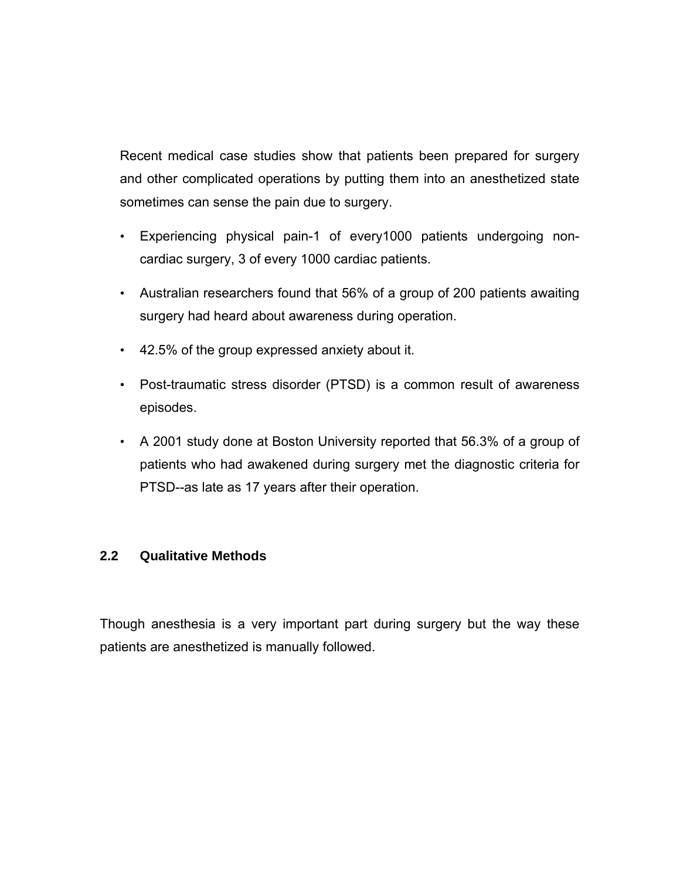Recent medical case studies show that patients been prepared for surgery and other complicated operations by putting them into an anesthetized state sometimes can sense the pain due to surgery.

- Experiencing physical pain-1 of every1000 patients undergoing non-cardiac surgery, 3 of every 1000 cardiac patients.
- Australian researchers found that 56% of a group of 200 patients awaiting surgery had heard about awareness during operation.
- 42.5% of the group expressed anxiety about it.
- Post-traumatic stress disorder (PTSD) is a common result of awareness episodes.
- A 2001 study done at Boston University reported that 56.3% of a group of patients who had awakened during surgery met the diagnostic criteria for PTSD--as late as 17 years after their operation.

## 2.2 Qualitative Methods

Though anesthesia is a very important part during surgery but the way these patients are anesthetized is manually followed.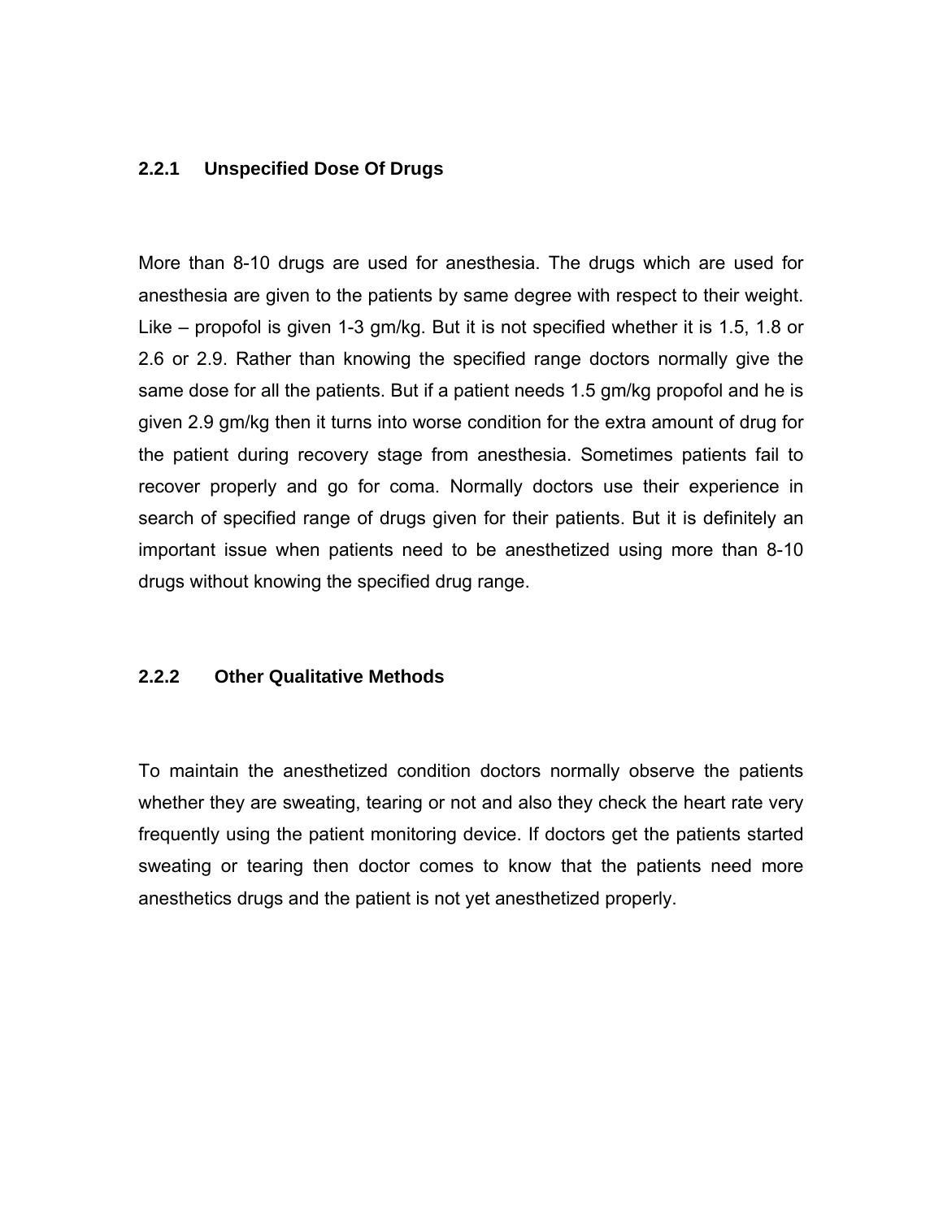### 2.2.1 Unspecified Dose Of Drugs

More than 8-10 drugs are used for anesthesia. The drugs which are used for anesthesia are given to the patients by same degree with respect to their weight. Like – propofol is given 1-3 gm/kg. But it is not specified whether it is 1.5, 1.8 or 2.6 or 2.9. Rather than knowing the specified range doctors normally give the same dose for all the patients. But if a patient needs 1.5 gm/kg propofol and he is given 2.9 gm/kg then it turns into worse condition for the extra amount of drug for the patient during recovery stage from anesthesia. Sometimes patients fail to recover properly and go for coma. Normally doctors use their experience in search of specified range of drugs given for their patients. But it is definitely an important issue when patients need to be anesthetized using more than 8-10 drugs without knowing the specified drug range.

### 2.2.2 Other Qualitative Methods

To maintain the anesthetized condition doctors normally observe the patients whether they are sweating, tearing or not and also they check the heart rate very frequently using the patient monitoring device. If doctors get the patients started sweating or tearing then doctor comes to know that the patients need more anesthetics drugs and the patient is not yet anesthetized properly.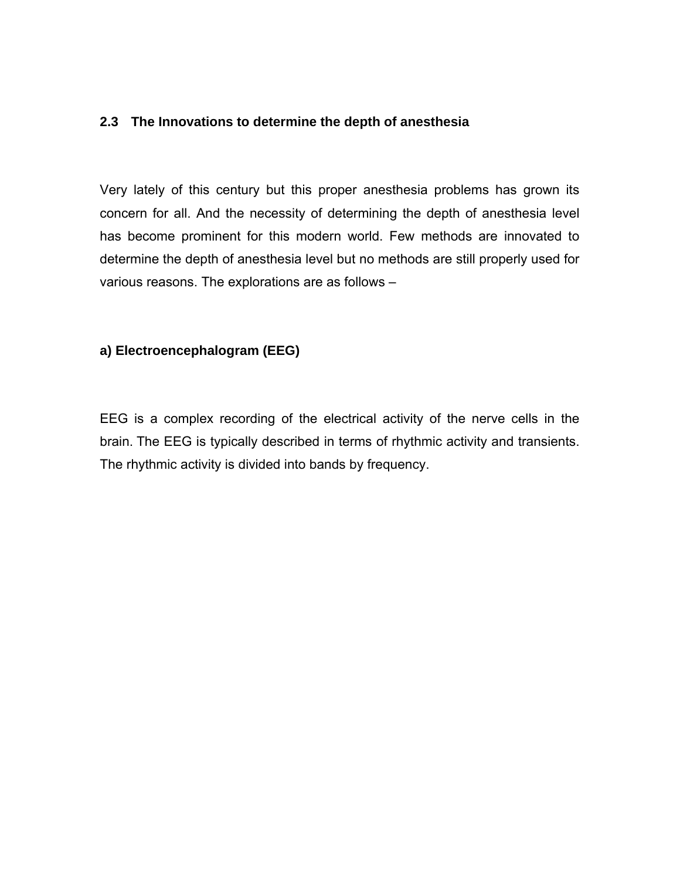## 2.3 The Innovations to determine the depth of anesthesia

Very lately of this century but this proper anesthesia problems has grown its concern for all. And the necessity of determining the depth of anesthesia level has become prominent for this modern world. Few methods are innovated to determine the depth of anesthesia level but no methods are still properly used for various reasons. The explorations are as follows –

### a) Electroencephalogram (EEG)

EEG is a complex recording of the electrical activity of the nerve cells in the brain. The EEG is typically described in terms of rhythmic activity and transients. The rhythmic activity is divided into bands by frequency.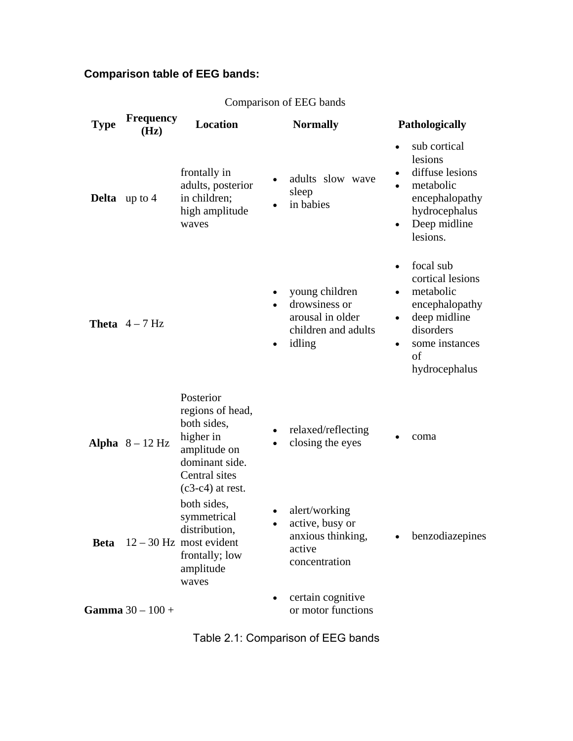**Comparison table of EEG bands:**

Comparison of EEG bands

| Type | Frequency (Hz) | Location | Normally | Pathologically |
| --- | --- | --- | --- | --- |
| **Delta** | up to 4 | frontally in adults, posterior in children; high amplitude waves | • adults slow wave sleep<br>• in babies | • sub cortical lesions<br>• diffuse lesions<br>• metabolic encephalopathy hydrocephalus<br>• Deep midline lesions. |
| **Theta** | 4 – 7 Hz | | • young children<br>• drowsiness or arousal in older children and adults<br>• idling | • focal sub cortical lesions<br>• metabolic encephalopathy<br>• deep midline disorders<br>• some instances of hydrocephalus |
| **Alpha** | 8 – 12 Hz | Posterior regions of head, both sides, higher in amplitude on dominant side. Central sites (c3-c4) at rest. | • relaxed/reflecting<br>• closing the eyes | • coma |
| **Beta** | 12 – 30 Hz | both sides, symmetrical distribution, most evident frontally; low amplitude waves | • alert/working<br>• active, busy or anxious thinking, active concentration | • benzodiazepines |
| **Gamma** | 30 – 100 + | | • certain cognitive or motor functions | |

Table 2.1: Comparison of EEG bands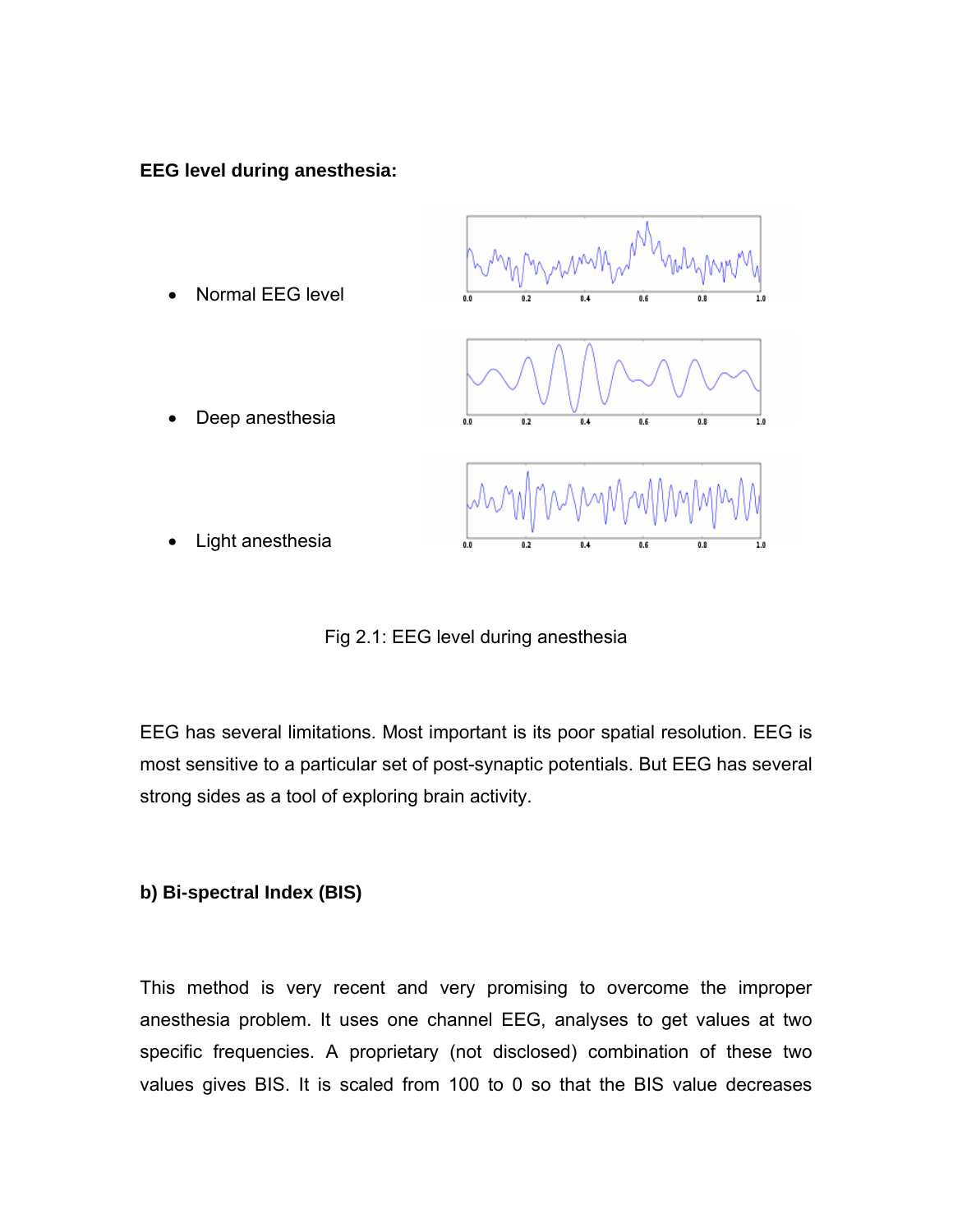**EEG level during anesthesia:**

- Normal EEG level
- Deep anesthesia
- Light anesthesia

Fig 2.1: EEG level during anesthesia

EEG has several limitations. Most important is its poor spatial resolution. EEG is most sensitive to a particular set of post-synaptic potentials. But EEG has several strong sides as a tool of exploring brain activity.

**b) Bi-spectral Index (BIS)**

This method is very recent and very promising to overcome the improper anesthesia problem. It uses one channel EEG, analyses to get values at two specific frequencies. A proprietary (not disclosed) combination of these two values gives BIS. It is scaled from 100 to 0 so that the BIS value decreases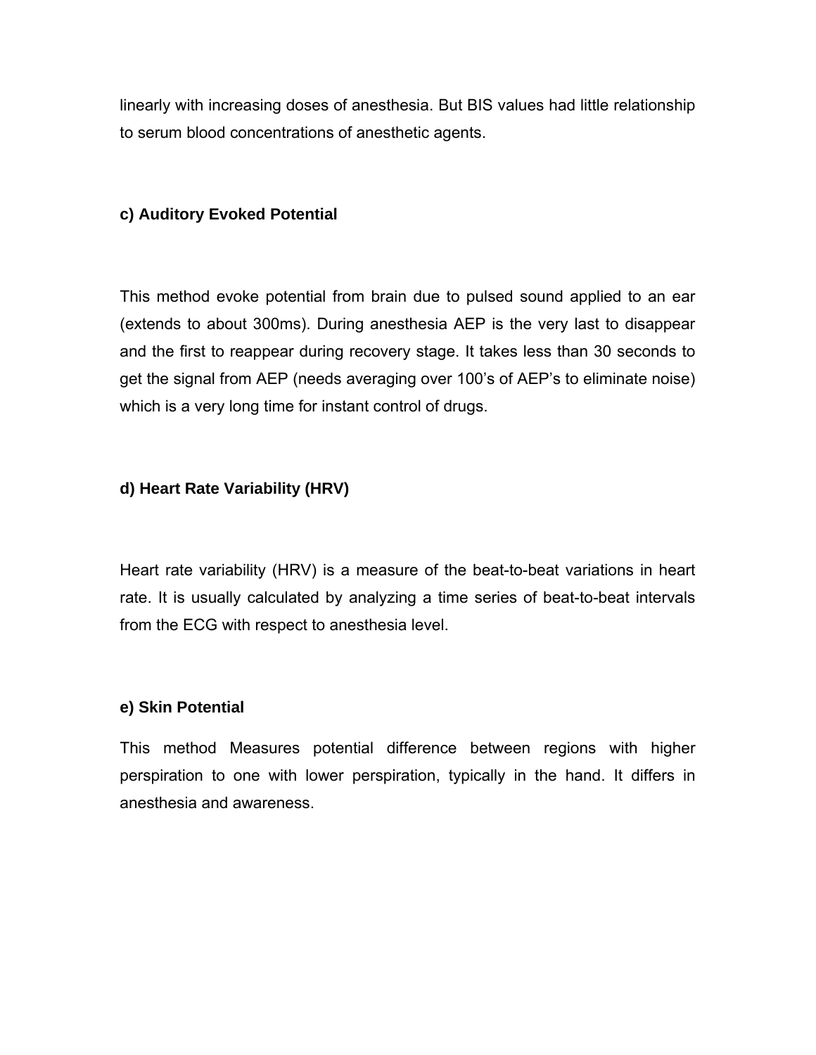linearly with increasing doses of anesthesia. But BIS values had little relationship to serum blood concentrations of anesthetic agents.

**c) Auditory Evoked Potential**

This method evoke potential from brain due to pulsed sound applied to an ear (extends to about 300ms). During anesthesia AEP is the very last to disappear and the first to reappear during recovery stage. It takes less than 30 seconds to get the signal from AEP (needs averaging over 100's of AEP's to eliminate noise) which is a very long time for instant control of drugs.

**d) Heart Rate Variability (HRV)**

Heart rate variability (HRV) is a measure of the beat-to-beat variations in heart rate. It is usually calculated by analyzing a time series of beat-to-beat intervals from the ECG with respect to anesthesia level.

**e) Skin Potential**

This method Measures potential difference between regions with higher perspiration to one with lower perspiration, typically in the hand. It differs in anesthesia and awareness.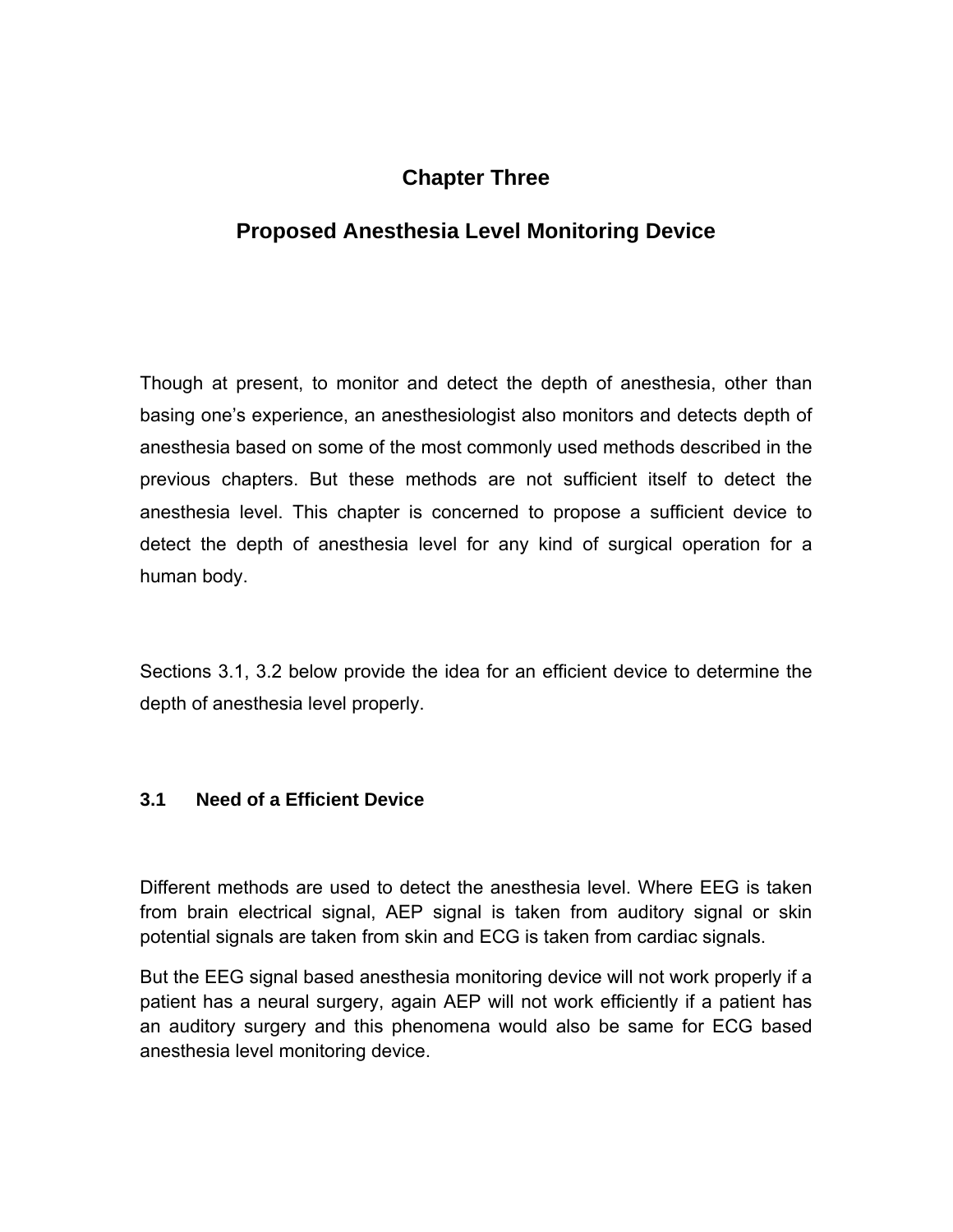# Chapter Three

# Proposed Anesthesia Level Monitoring Device

Though at present, to monitor and detect the depth of anesthesia, other than basing one's experience, an anesthesiologist also monitors and detects depth of anesthesia based on some of the most commonly used methods described in the previous chapters. But these methods are not sufficient itself to detect the anesthesia level. This chapter is concerned to propose a sufficient device to detect the depth of anesthesia level for any kind of surgical operation for a human body.

Sections 3.1, 3.2 below provide the idea for an efficient device to determine the depth of anesthesia level properly.

## 3.1 Need of a Efficient Device

Different methods are used to detect the anesthesia level. Where EEG is taken from brain electrical signal, AEP signal is taken from auditory signal or skin potential signals are taken from skin and ECG is taken from cardiac signals.

But the EEG signal based anesthesia monitoring device will not work properly if a patient has a neural surgery, again AEP will not work efficiently if a patient has an auditory surgery and this phenomena would also be same for ECG based anesthesia level monitoring device.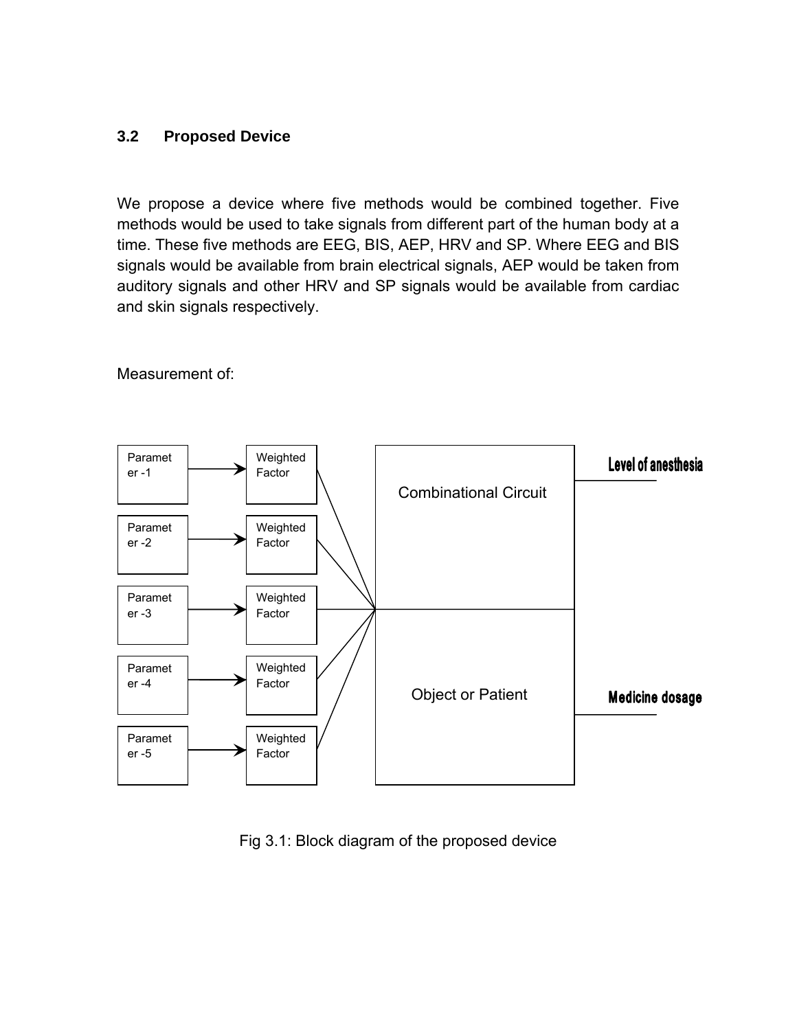## 3.2 Proposed Device

We propose a device where five methods would be combined together. Five methods would be used to take signals from different part of the human body at a time. These five methods are EEG, BIS, AEP, HRV and SP. Where EEG and BIS signals would be available from brain electrical signals, AEP would be taken from auditory signals and other HRV and SP signals would be available from cardiac and skin signals respectively.

Measurement of:

Fig 3.1: Block diagram of the proposed device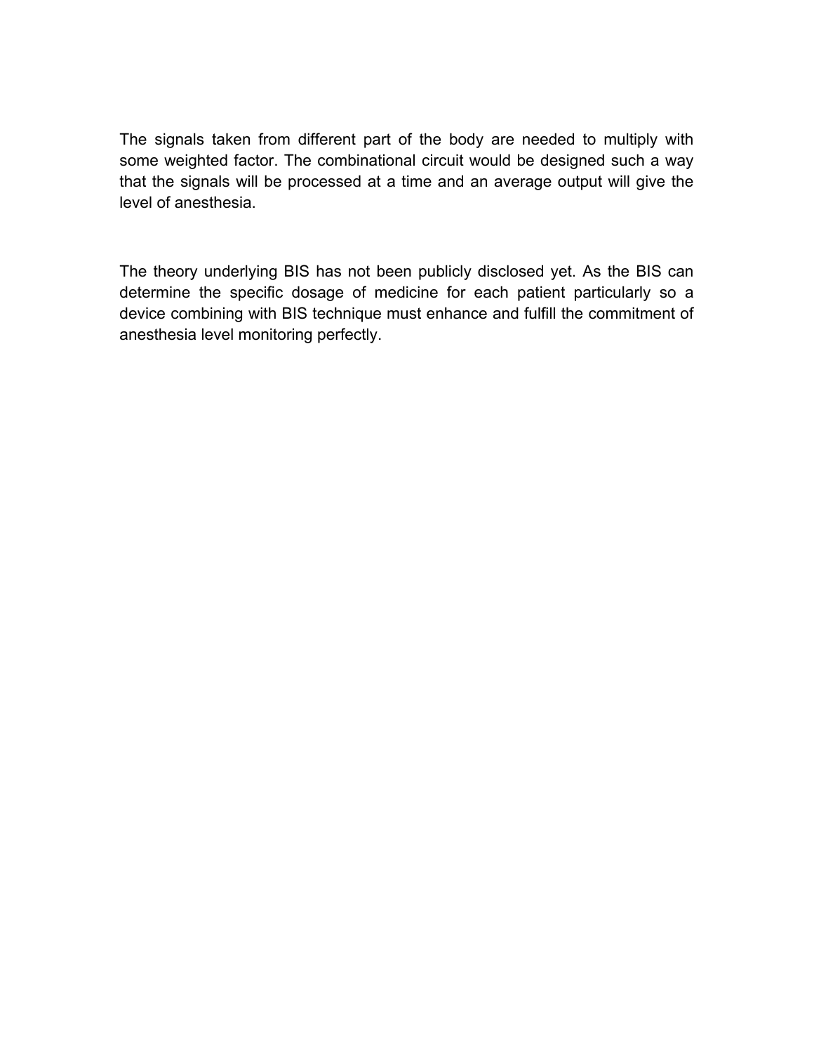The signals taken from different part of the body are needed to multiply with some weighted factor. The combinational circuit would be designed such a way that the signals will be processed at a time and an average output will give the level of anesthesia.

The theory underlying BIS has not been publicly disclosed yet. As the BIS can determine the specific dosage of medicine for each patient particularly so a device combining with BIS technique must enhance and fulfill the commitment of anesthesia level monitoring perfectly.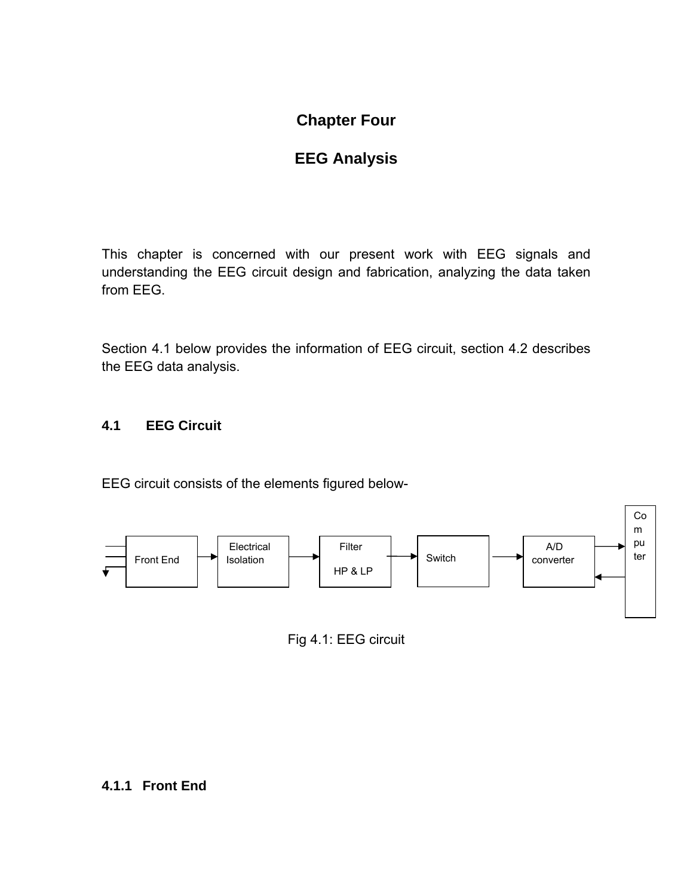# Chapter Four

# EEG Analysis

This chapter is concerned with our present work with EEG signals and understanding the EEG circuit design and fabrication, analyzing the data taken from EEG.

Section 4.1 below provides the information of EEG circuit, section 4.2 describes the EEG data analysis.

## 4.1 EEG Circuit

EEG circuit consists of the elements figured below-

Front End → Electrical Isolation → Filter HP & LP → Switch → A/D converter ⇄ Computer

Fig 4.1: EEG circuit

### 4.1.1 Front End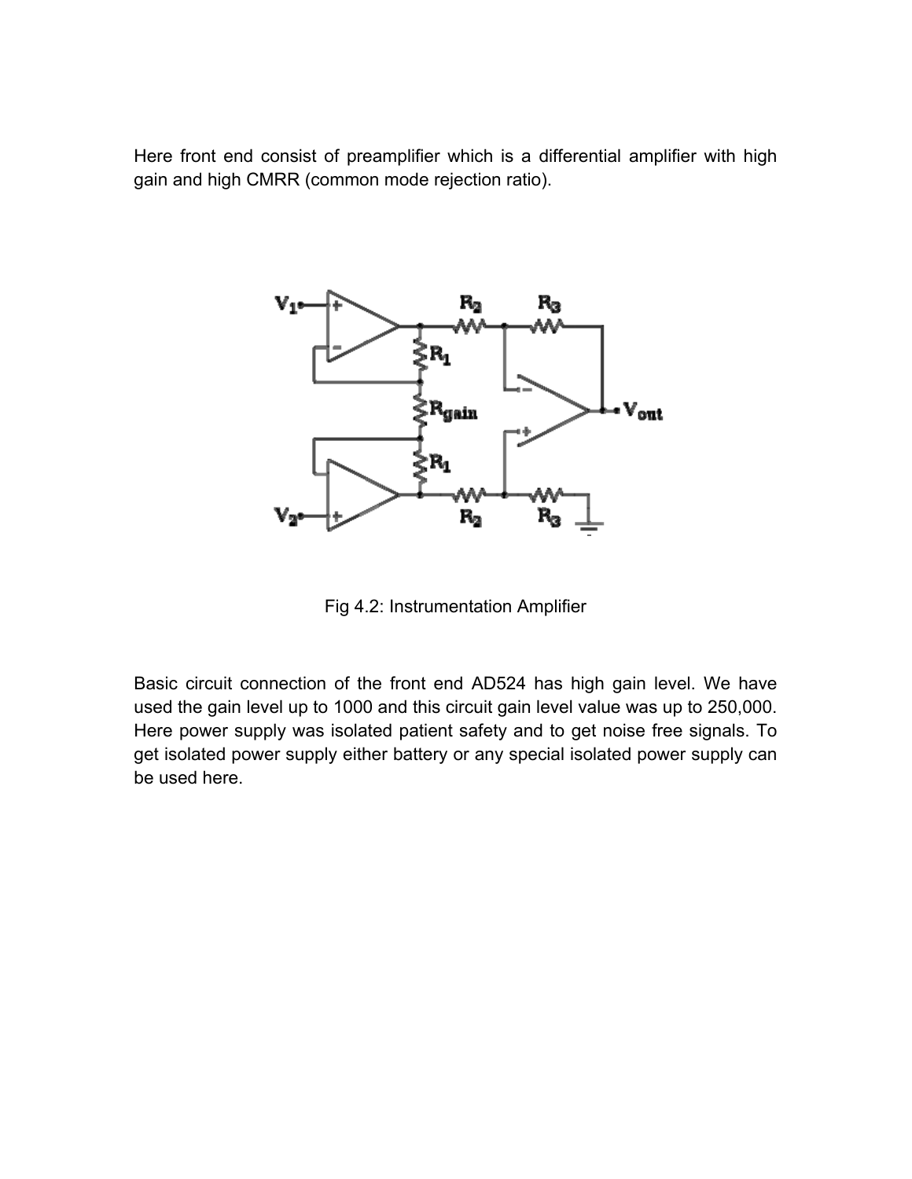Here front end consist of preamplifier which is a differential amplifier with high gain and high CMRR (common mode rejection ratio).

Fig 4.2: Instrumentation Amplifier

Basic circuit connection of the front end AD524 has high gain level. We have used the gain level up to 1000 and this circuit gain level value was up to 250,000. Here power supply was isolated patient safety and to get noise free signals. To get isolated power supply either battery or any special isolated power supply can be used here.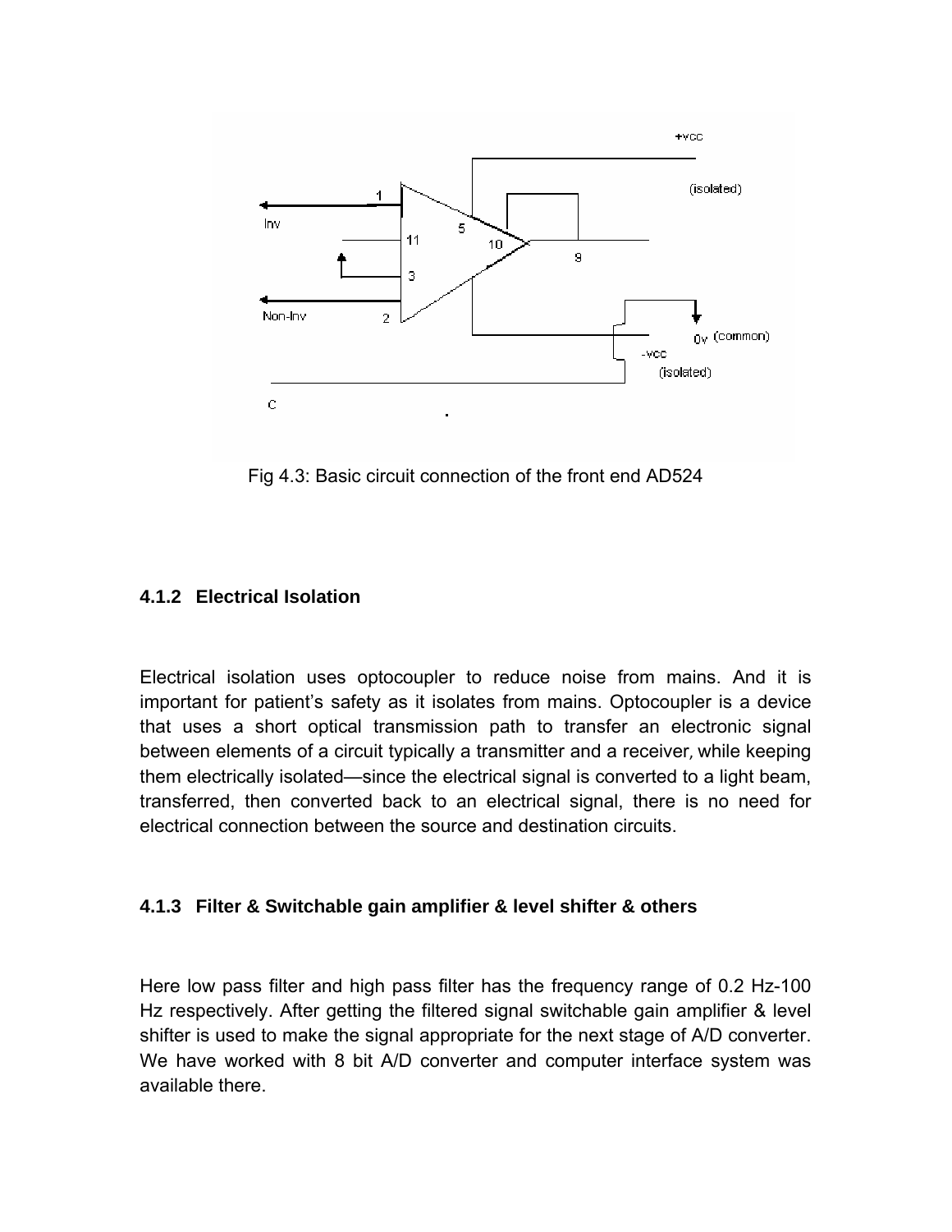Fig 4.3: Basic circuit connection of the front end AD524

### 4.1.2 Electrical Isolation

Electrical isolation uses optocoupler to reduce noise from mains. And it is important for patient's safety as it isolates from mains. Optocoupler is a device that uses a short optical transmission path to transfer an electronic signal between elements of a circuit typically a transmitter and a receiver, while keeping them electrically isolated—since the electrical signal is converted to a light beam, transferred, then converted back to an electrical signal, there is no need for electrical connection between the source and destination circuits.

### 4.1.3 Filter & Switchable gain amplifier & level shifter & others

Here low pass filter and high pass filter has the frequency range of 0.2 Hz-100 Hz respectively. After getting the filtered signal switchable gain amplifier & level shifter is used to make the signal appropriate for the next stage of A/D converter. We have worked with 8 bit A/D converter and computer interface system was available there.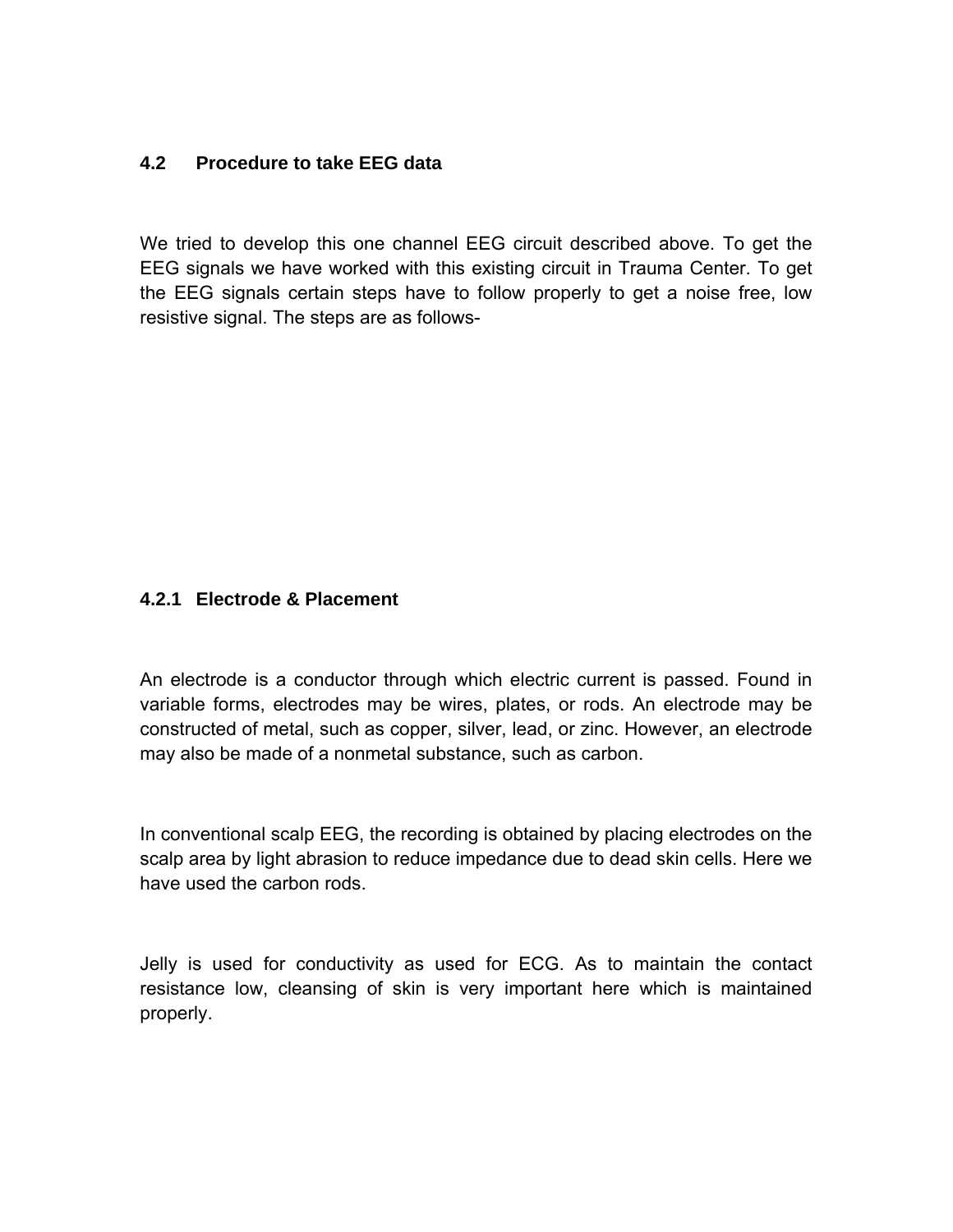## 4.2 Procedure to take EEG data

We tried to develop this one channel EEG circuit described above. To get the EEG signals we have worked with this existing circuit in Trauma Center. To get the EEG signals certain steps have to follow properly to get a noise free, low resistive signal. The steps are as follows-

### 4.2.1 Electrode & Placement

An electrode is a conductor through which electric current is passed. Found in variable forms, electrodes may be wires, plates, or rods. An electrode may be constructed of metal, such as copper, silver, lead, or zinc. However, an electrode may also be made of a nonmetal substance, such as carbon.

In conventional scalp EEG, the recording is obtained by placing electrodes on the scalp area by light abrasion to reduce impedance due to dead skin cells. Here we have used the carbon rods.

Jelly is used for conductivity as used for ECG. As to maintain the contact resistance low, cleansing of skin is very important here which is maintained properly.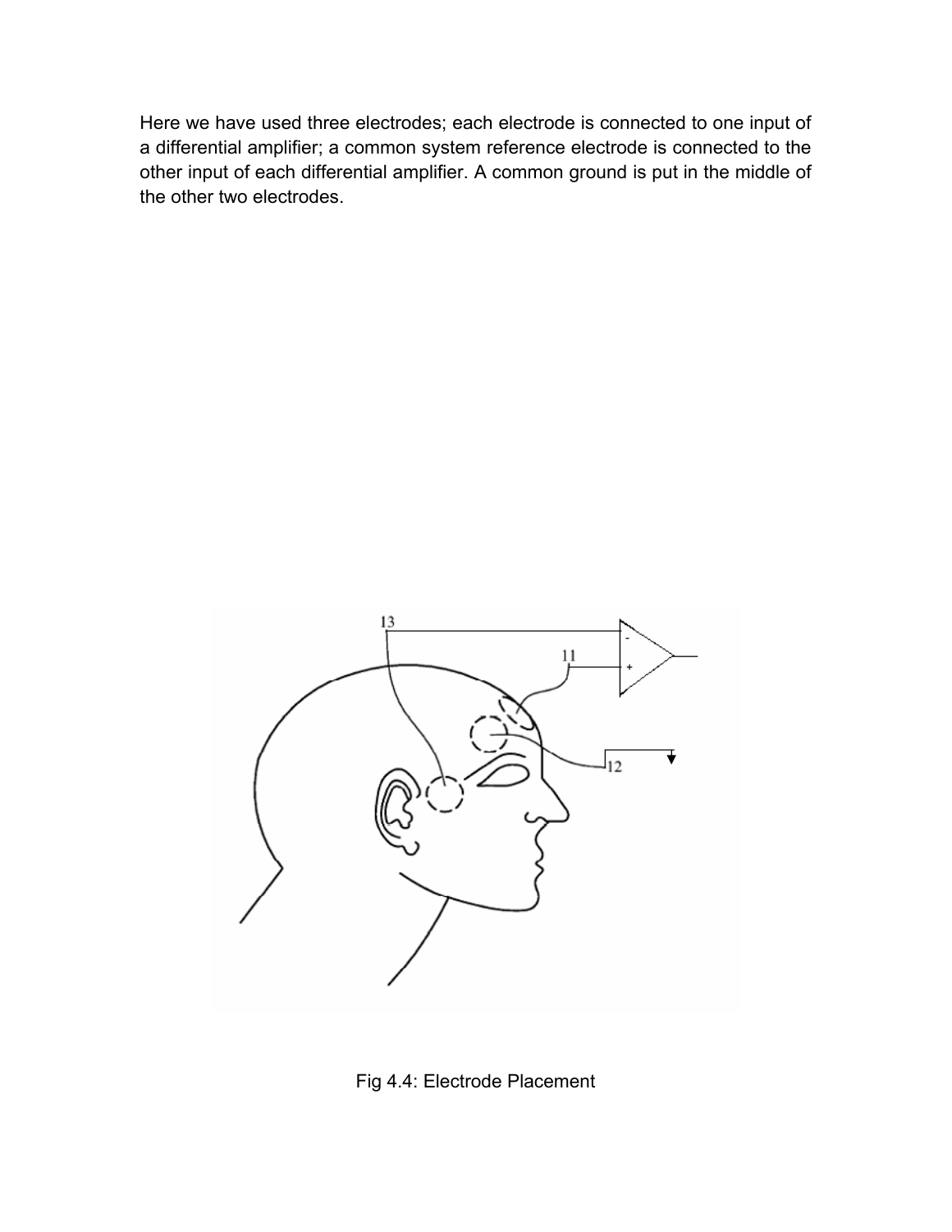Here we have used three electrodes; each electrode is connected to one input of a differential amplifier; a common system reference electrode is connected to the other input of each differential amplifier. A common ground is put in the middle of the other two electrodes.

Fig 4.4: Electrode Placement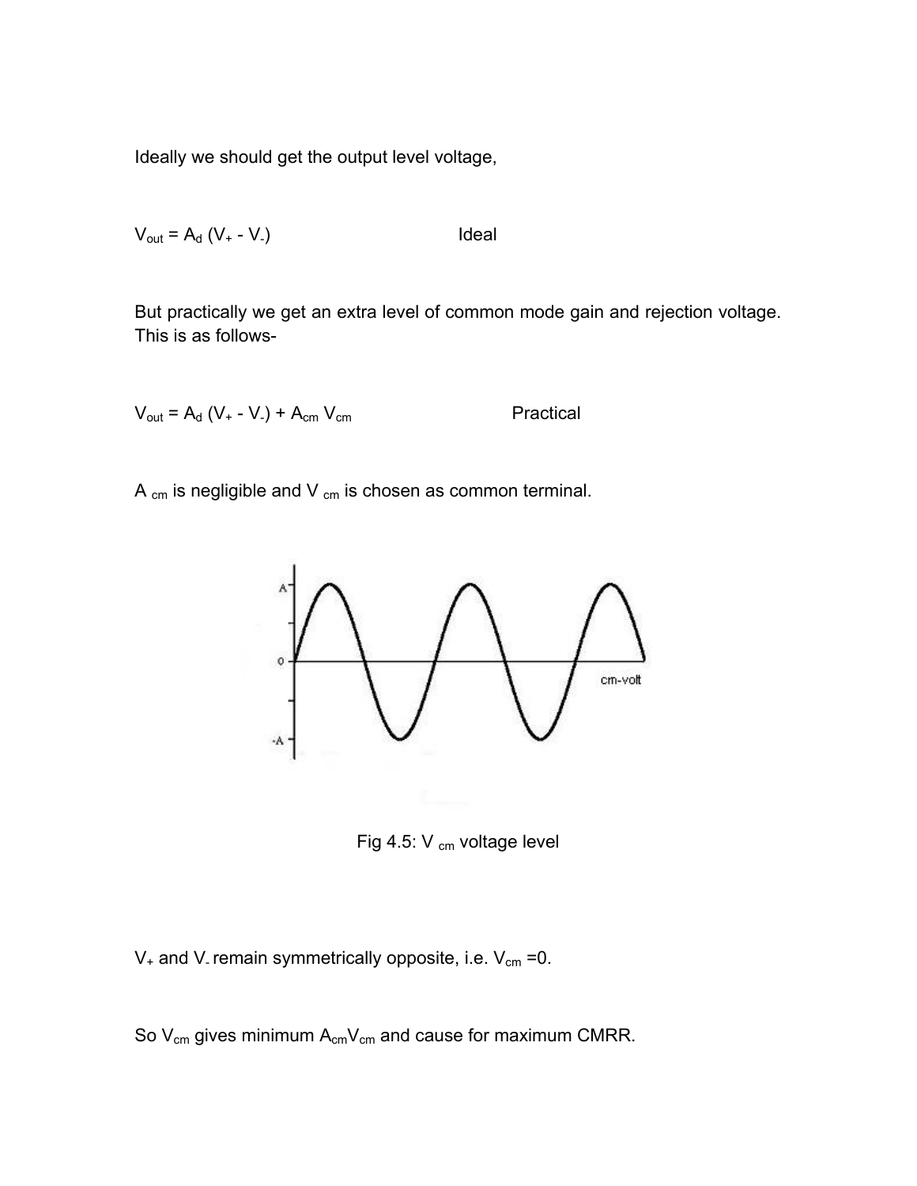Ideally we should get the output level voltage,

$V_{out} = A_d (V_+ - V_-)$ Ideal

But practically we get an extra level of common mode gain and rejection voltage. This is as follows-

$V_{out} = A_d (V_+ - V_-) + A_{cm} V_{cm}$ Practical

$A_{cm}$ is negligible and $V_{cm}$ is chosen as common terminal.

Fig 4.5: $V_{cm}$ voltage level

$V_+$ and $V_-$ remain symmetrically opposite, i.e. $V_{cm} = 0$.

So $V_{cm}$ gives minimum $A_{cm}V_{cm}$ and cause for maximum CMRR.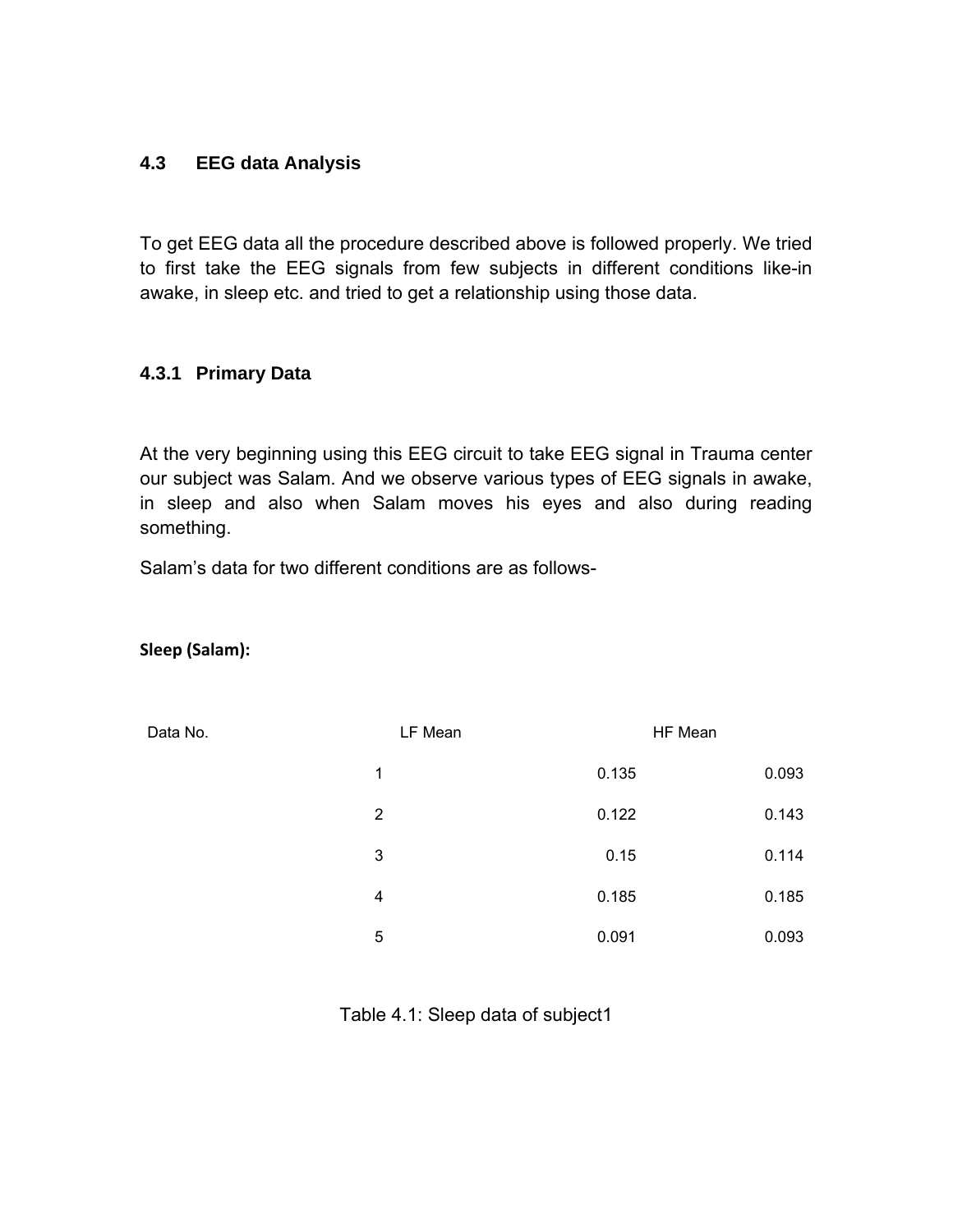### 4.3 EEG data Analysis

To get EEG data all the procedure described above is followed properly. We tried to first take the EEG signals from few subjects in different conditions like-in awake, in sleep etc. and tried to get a relationship using those data.

#### 4.3.1 Primary Data

At the very beginning using this EEG circuit to take EEG signal in Trauma center our subject was Salam. And we observe various types of EEG signals in awake, in sleep and also when Salam moves his eyes and also during reading something.

Salam's data for two different conditions are as follows-

**Sleep (Salam):**

| Data No. | LF Mean | HF Mean |
|---|---|---|
| 1 | 0.135 | 0.093 |
| 2 | 0.122 | 0.143 |
| 3 | 0.15 | 0.114 |
| 4 | 0.185 | 0.185 |
| 5 | 0.091 | 0.093 |

Table 4.1: Sleep data of subject1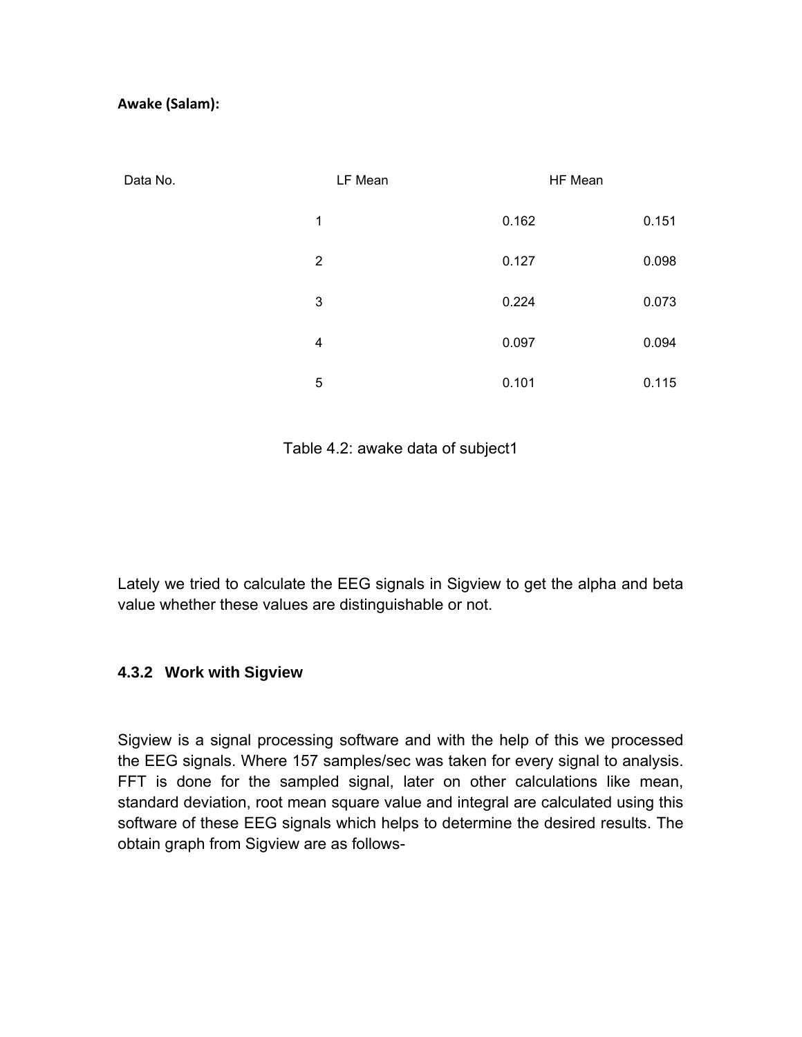**Awake (Salam):**

| Data No. | LF Mean | HF Mean |
|---|---|---|
| 1 | 0.162 | 0.151 |
| 2 | 0.127 | 0.098 |
| 3 | 0.224 | 0.073 |
| 4 | 0.097 | 0.094 |
| 5 | 0.101 | 0.115 |

Table 4.2: awake data of subject1

Lately we tried to calculate the EEG signals in Sigview to get the alpha and beta value whether these values are distinguishable or not.

### 4.3.2 Work with Sigview

Sigview is a signal processing software and with the help of this we processed the EEG signals. Where 157 samples/sec was taken for every signal to analysis. FFT is done for the sampled signal, later on other calculations like mean, standard deviation, root mean square value and integral are calculated using this software of these EEG signals which helps to determine the desired results. The obtain graph from Sigview are as follows-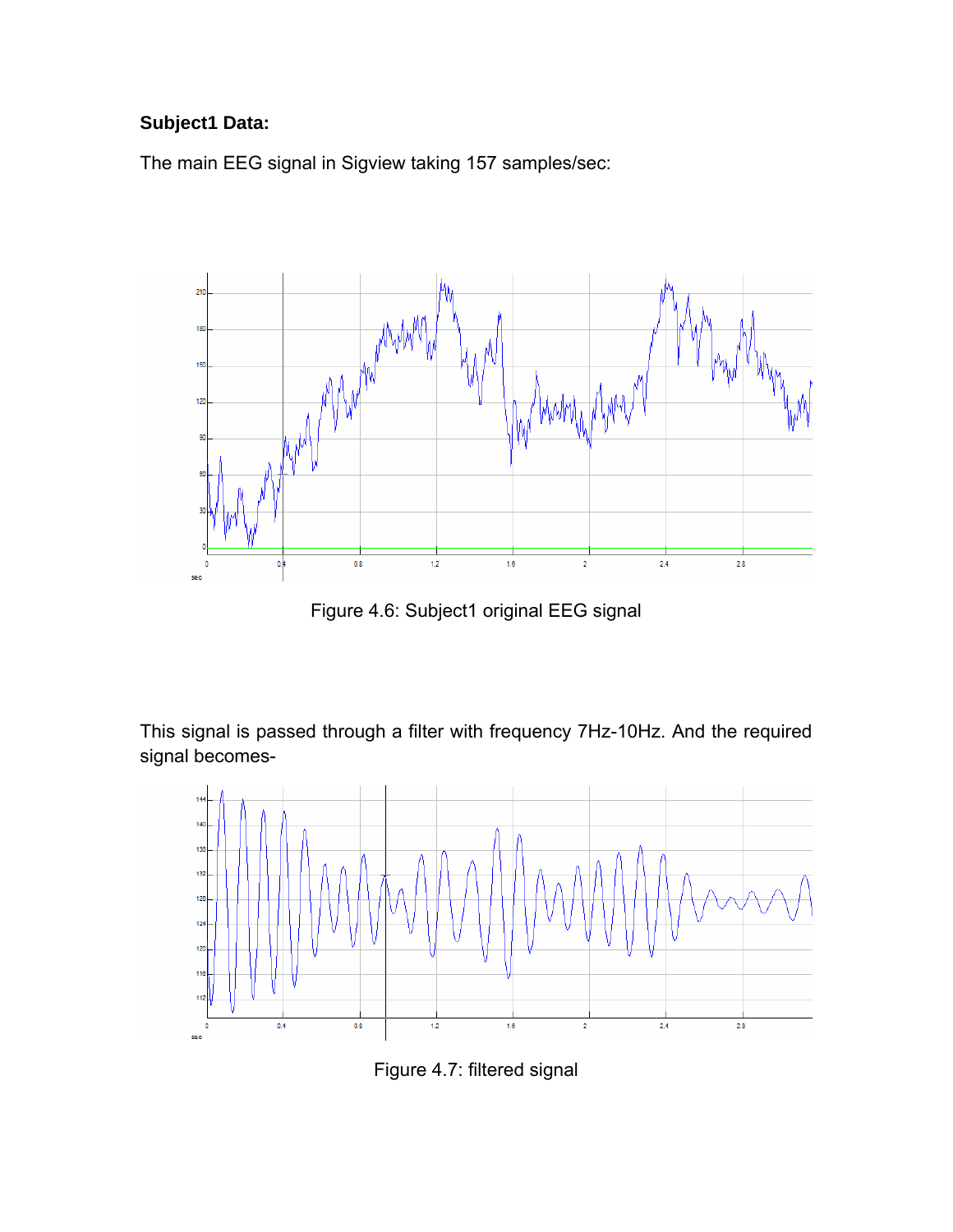**Subject1 Data:**

The main EEG signal in Sigview taking 157 samples/sec:

Figure 4.6: Subject1 original EEG signal

This signal is passed through a filter with frequency 7Hz-10Hz. And the required signal becomes-

Figure 4.7: filtered signal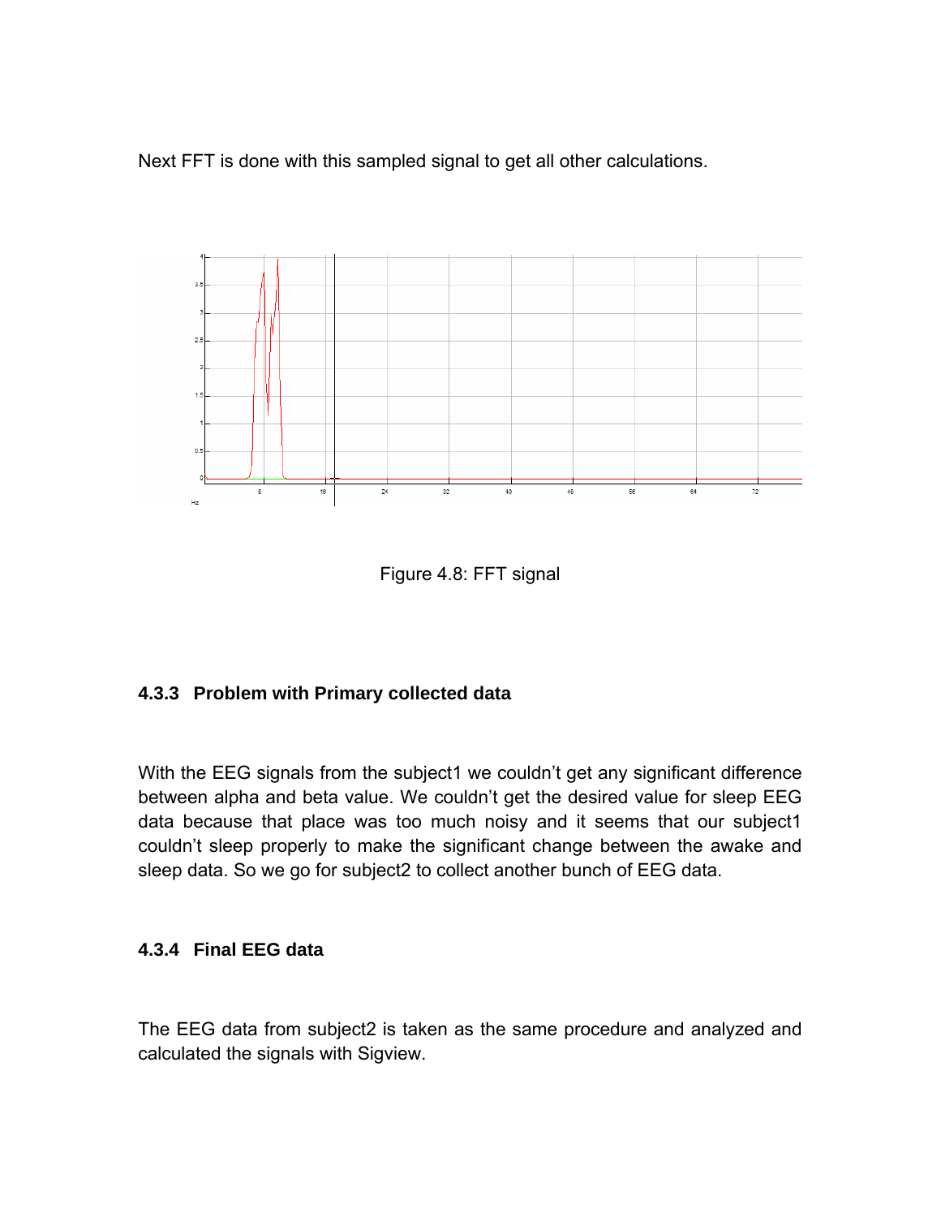Next FFT is done with this sampled signal to get all other calculations.

Figure 4.8: FFT signal

### 4.3.3 Problem with Primary collected data

With the EEG signals from the subject1 we couldn't get any significant difference between alpha and beta value. We couldn't get the desired value for sleep EEG data because that place was too much noisy and it seems that our subject1 couldn't sleep properly to make the significant change between the awake and sleep data. So we go for subject2 to collect another bunch of EEG data.

### 4.3.4 Final EEG data

The EEG data from subject2 is taken as the same procedure and analyzed and calculated the signals with Sigview.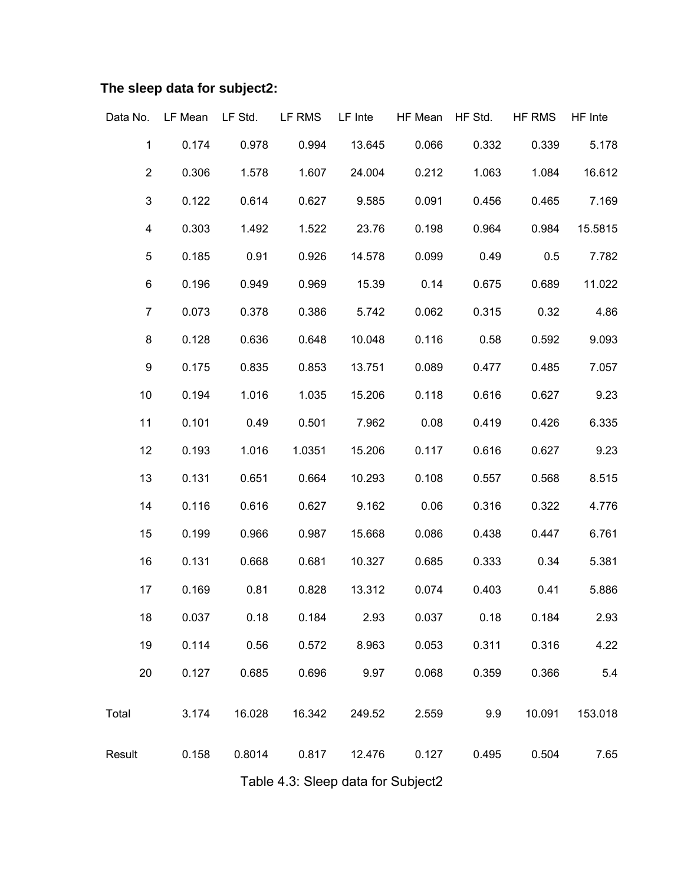**The sleep data for subject2:**

| Data No. | LF Mean | LF Std. | LF RMS | LF Inte | HF Mean | HF Std. | HF RMS | HF Inte |
|---|---|---|---|---|---|---|---|---|
| 1 | 0.174 | 0.978 | 0.994 | 13.645 | 0.066 | 0.332 | 0.339 | 5.178 |
| 2 | 0.306 | 1.578 | 1.607 | 24.004 | 0.212 | 1.063 | 1.084 | 16.612 |
| 3 | 0.122 | 0.614 | 0.627 | 9.585 | 0.091 | 0.456 | 0.465 | 7.169 |
| 4 | 0.303 | 1.492 | 1.522 | 23.76 | 0.198 | 0.964 | 0.984 | 15.5815 |
| 5 | 0.185 | 0.91 | 0.926 | 14.578 | 0.099 | 0.49 | 0.5 | 7.782 |
| 6 | 0.196 | 0.949 | 0.969 | 15.39 | 0.14 | 0.675 | 0.689 | 11.022 |
| 7 | 0.073 | 0.378 | 0.386 | 5.742 | 0.062 | 0.315 | 0.32 | 4.86 |
| 8 | 0.128 | 0.636 | 0.648 | 10.048 | 0.116 | 0.58 | 0.592 | 9.093 |
| 9 | 0.175 | 0.835 | 0.853 | 13.751 | 0.089 | 0.477 | 0.485 | 7.057 |
| 10 | 0.194 | 1.016 | 1.035 | 15.206 | 0.118 | 0.616 | 0.627 | 9.23 |
| 11 | 0.101 | 0.49 | 0.501 | 7.962 | 0.08 | 0.419 | 0.426 | 6.335 |
| 12 | 0.193 | 1.016 | 1.0351 | 15.206 | 0.117 | 0.616 | 0.627 | 9.23 |
| 13 | 0.131 | 0.651 | 0.664 | 10.293 | 0.108 | 0.557 | 0.568 | 8.515 |
| 14 | 0.116 | 0.616 | 0.627 | 9.162 | 0.06 | 0.316 | 0.322 | 4.776 |
| 15 | 0.199 | 0.966 | 0.987 | 15.668 | 0.086 | 0.438 | 0.447 | 6.761 |
| 16 | 0.131 | 0.668 | 0.681 | 10.327 | 0.685 | 0.333 | 0.34 | 5.381 |
| 17 | 0.169 | 0.81 | 0.828 | 13.312 | 0.074 | 0.403 | 0.41 | 5.886 |
| 18 | 0.037 | 0.18 | 0.184 | 2.93 | 0.037 | 0.18 | 0.184 | 2.93 |
| 19 | 0.114 | 0.56 | 0.572 | 8.963 | 0.053 | 0.311 | 0.316 | 4.22 |
| 20 | 0.127 | 0.685 | 0.696 | 9.97 | 0.068 | 0.359 | 0.366 | 5.4 |
| Total | 3.174 | 16.028 | 16.342 | 249.52 | 2.559 | 9.9 | 10.091 | 153.018 |
| Result | 0.158 | 0.8014 | 0.817 | 12.476 | 0.127 | 0.495 | 0.504 | 7.65 |

Table 4.3: Sleep data for Subject2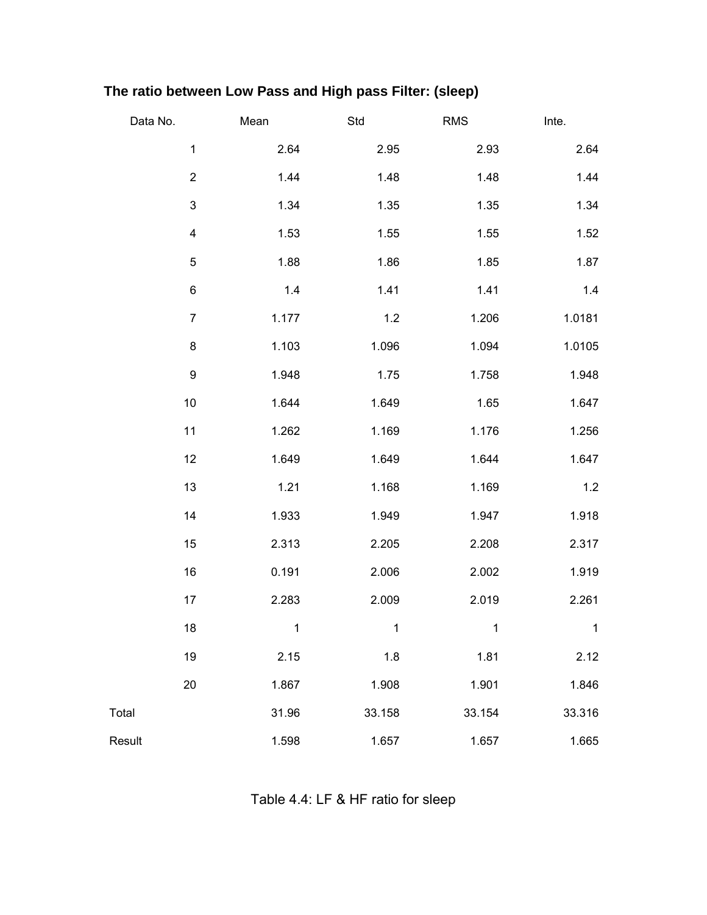**The ratio between Low Pass and High pass Filter: (sleep)**

| Data No. | Mean | Std | RMS | Inte. |
|---|---|---|---|---|
| 1 | 2.64 | 2.95 | 2.93 | 2.64 |
| 2 | 1.44 | 1.48 | 1.48 | 1.44 |
| 3 | 1.34 | 1.35 | 1.35 | 1.34 |
| 4 | 1.53 | 1.55 | 1.55 | 1.52 |
| 5 | 1.88 | 1.86 | 1.85 | 1.87 |
| 6 | 1.4 | 1.41 | 1.41 | 1.4 |
| 7 | 1.177 | 1.2 | 1.206 | 1.0181 |
| 8 | 1.103 | 1.096 | 1.094 | 1.0105 |
| 9 | 1.948 | 1.75 | 1.758 | 1.948 |
| 10 | 1.644 | 1.649 | 1.65 | 1.647 |
| 11 | 1.262 | 1.169 | 1.176 | 1.256 |
| 12 | 1.649 | 1.649 | 1.644 | 1.647 |
| 13 | 1.21 | 1.168 | 1.169 | 1.2 |
| 14 | 1.933 | 1.949 | 1.947 | 1.918 |
| 15 | 2.313 | 2.205 | 2.208 | 2.317 |
| 16 | 0.191 | 2.006 | 2.002 | 1.919 |
| 17 | 2.283 | 2.009 | 2.019 | 2.261 |
| 18 | 1 | 1 | 1 | 1 |
| 19 | 2.15 | 1.8 | 1.81 | 2.12 |
| 20 | 1.867 | 1.908 | 1.901 | 1.846 |
| Total | 31.96 | 33.158 | 33.154 | 33.316 |
| Result | 1.598 | 1.657 | 1.657 | 1.665 |

Table 4.4: LF & HF ratio for sleep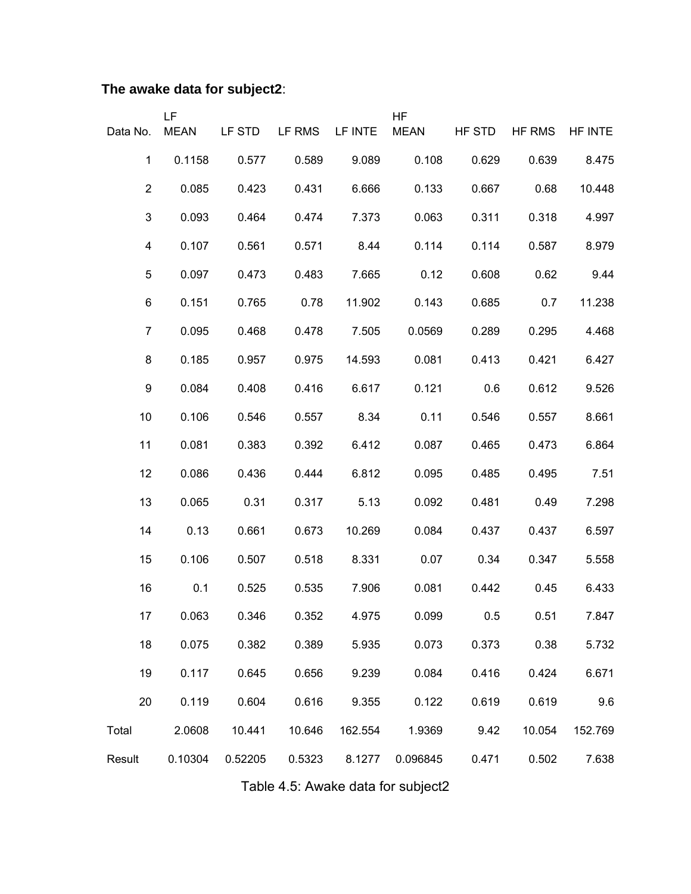**The awake data for subject2**:

| Data No. | LF MEAN | LF STD | LF RMS | LF INTE | HF MEAN | HF STD | HF RMS | HF INTE |
|---|---|---|---|---|---|---|---|---|
| 1 | 0.1158 | 0.577 | 0.589 | 9.089 | 0.108 | 0.629 | 0.639 | 8.475 |
| 2 | 0.085 | 0.423 | 0.431 | 6.666 | 0.133 | 0.667 | 0.68 | 10.448 |
| 3 | 0.093 | 0.464 | 0.474 | 7.373 | 0.063 | 0.311 | 0.318 | 4.997 |
| 4 | 0.107 | 0.561 | 0.571 | 8.44 | 0.114 | 0.114 | 0.587 | 8.979 |
| 5 | 0.097 | 0.473 | 0.483 | 7.665 | 0.12 | 0.608 | 0.62 | 9.44 |
| 6 | 0.151 | 0.765 | 0.78 | 11.902 | 0.143 | 0.685 | 0.7 | 11.238 |
| 7 | 0.095 | 0.468 | 0.478 | 7.505 | 0.0569 | 0.289 | 0.295 | 4.468 |
| 8 | 0.185 | 0.957 | 0.975 | 14.593 | 0.081 | 0.413 | 0.421 | 6.427 |
| 9 | 0.084 | 0.408 | 0.416 | 6.617 | 0.121 | 0.6 | 0.612 | 9.526 |
| 10 | 0.106 | 0.546 | 0.557 | 8.34 | 0.11 | 0.546 | 0.557 | 8.661 |
| 11 | 0.081 | 0.383 | 0.392 | 6.412 | 0.087 | 0.465 | 0.473 | 6.864 |
| 12 | 0.086 | 0.436 | 0.444 | 6.812 | 0.095 | 0.485 | 0.495 | 7.51 |
| 13 | 0.065 | 0.31 | 0.317 | 5.13 | 0.092 | 0.481 | 0.49 | 7.298 |
| 14 | 0.13 | 0.661 | 0.673 | 10.269 | 0.084 | 0.437 | 0.437 | 6.597 |
| 15 | 0.106 | 0.507 | 0.518 | 8.331 | 0.07 | 0.34 | 0.347 | 5.558 |
| 16 | 0.1 | 0.525 | 0.535 | 7.906 | 0.081 | 0.442 | 0.45 | 6.433 |
| 17 | 0.063 | 0.346 | 0.352 | 4.975 | 0.099 | 0.5 | 0.51 | 7.847 |
| 18 | 0.075 | 0.382 | 0.389 | 5.935 | 0.073 | 0.373 | 0.38 | 5.732 |
| 19 | 0.117 | 0.645 | 0.656 | 9.239 | 0.084 | 0.416 | 0.424 | 6.671 |
| 20 | 0.119 | 0.604 | 0.616 | 9.355 | 0.122 | 0.619 | 0.619 | 9.6 |
| Total | 2.0608 | 10.441 | 10.646 | 162.554 | 1.9369 | 9.42 | 10.054 | 152.769 |
| Result | 0.10304 | 0.52205 | 0.5323 | 8.1277 | 0.096845 | 0.471 | 0.502 | 7.638 |

Table 4.5: Awake data for subject2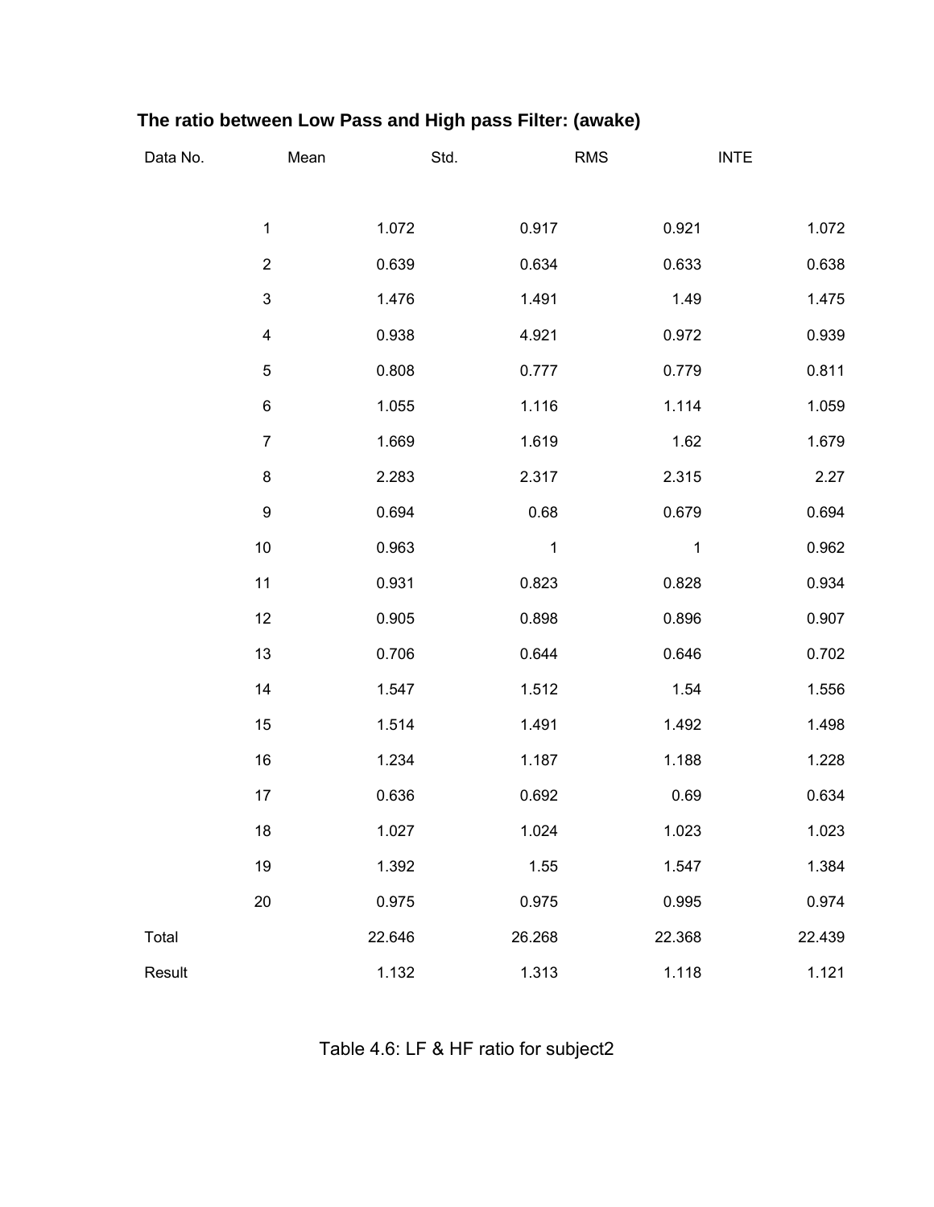**The ratio between Low Pass and High pass Filter: (awake)**

| Data No. | Mean | Std. | RMS | INTE |
|---|---|---|---|---|
| 1 | 1.072 | 0.917 | 0.921 | 1.072 |
| 2 | 0.639 | 0.634 | 0.633 | 0.638 |
| 3 | 1.476 | 1.491 | 1.49 | 1.475 |
| 4 | 0.938 | 4.921 | 0.972 | 0.939 |
| 5 | 0.808 | 0.777 | 0.779 | 0.811 |
| 6 | 1.055 | 1.116 | 1.114 | 1.059 |
| 7 | 1.669 | 1.619 | 1.62 | 1.679 |
| 8 | 2.283 | 2.317 | 2.315 | 2.27 |
| 9 | 0.694 | 0.68 | 0.679 | 0.694 |
| 10 | 0.963 | 1 | 1 | 0.962 |
| 11 | 0.931 | 0.823 | 0.828 | 0.934 |
| 12 | 0.905 | 0.898 | 0.896 | 0.907 |
| 13 | 0.706 | 0.644 | 0.646 | 0.702 |
| 14 | 1.547 | 1.512 | 1.54 | 1.556 |
| 15 | 1.514 | 1.491 | 1.492 | 1.498 |
| 16 | 1.234 | 1.187 | 1.188 | 1.228 |
| 17 | 0.636 | 0.692 | 0.69 | 0.634 |
| 18 | 1.027 | 1.024 | 1.023 | 1.023 |
| 19 | 1.392 | 1.55 | 1.547 | 1.384 |
| 20 | 0.975 | 0.975 | 0.995 | 0.974 |
| Total | 22.646 | 26.268 | 22.368 | 22.439 |
| Result | 1.132 | 1.313 | 1.118 | 1.121 |

Table 4.6: LF & HF ratio for subject2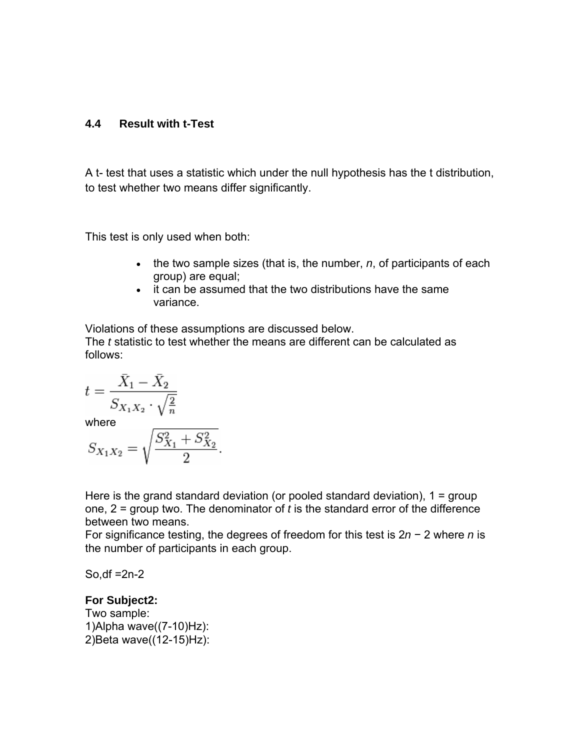## 4.4 Result with t-Test

A t- test that uses a statistic which under the null hypothesis has the t distribution, to test whether two means differ significantly.

This test is only used when both:

- the two sample sizes (that is, the number, *n*, of participants of each group) are equal;
- it can be assumed that the two distributions have the same variance.

Violations of these assumptions are discussed below.
The *t* statistic to test whether the means are different can be calculated as follows:

$$t = \frac{\bar{X}_1 - \bar{X}_2}{S_{X_1X_2} \cdot \sqrt{\frac{2}{n}}}$$

where

$$S_{X_1X_2} = \sqrt{\frac{S_{X_1}^2 + S_{X_2}^2}{2}}.$$

Here is the grand standard deviation (or pooled standard deviation), 1 = group one, 2 = group two. The denominator of *t* is the standard error of the difference between two means.
For significance testing, the degrees of freedom for this test is 2*n* − 2 where *n* is the number of participants in each group.

So,df =2n-2

**For Subject2:**
Two sample:
1)Alpha wave((7-10)Hz):
2)Beta wave((12-15)Hz):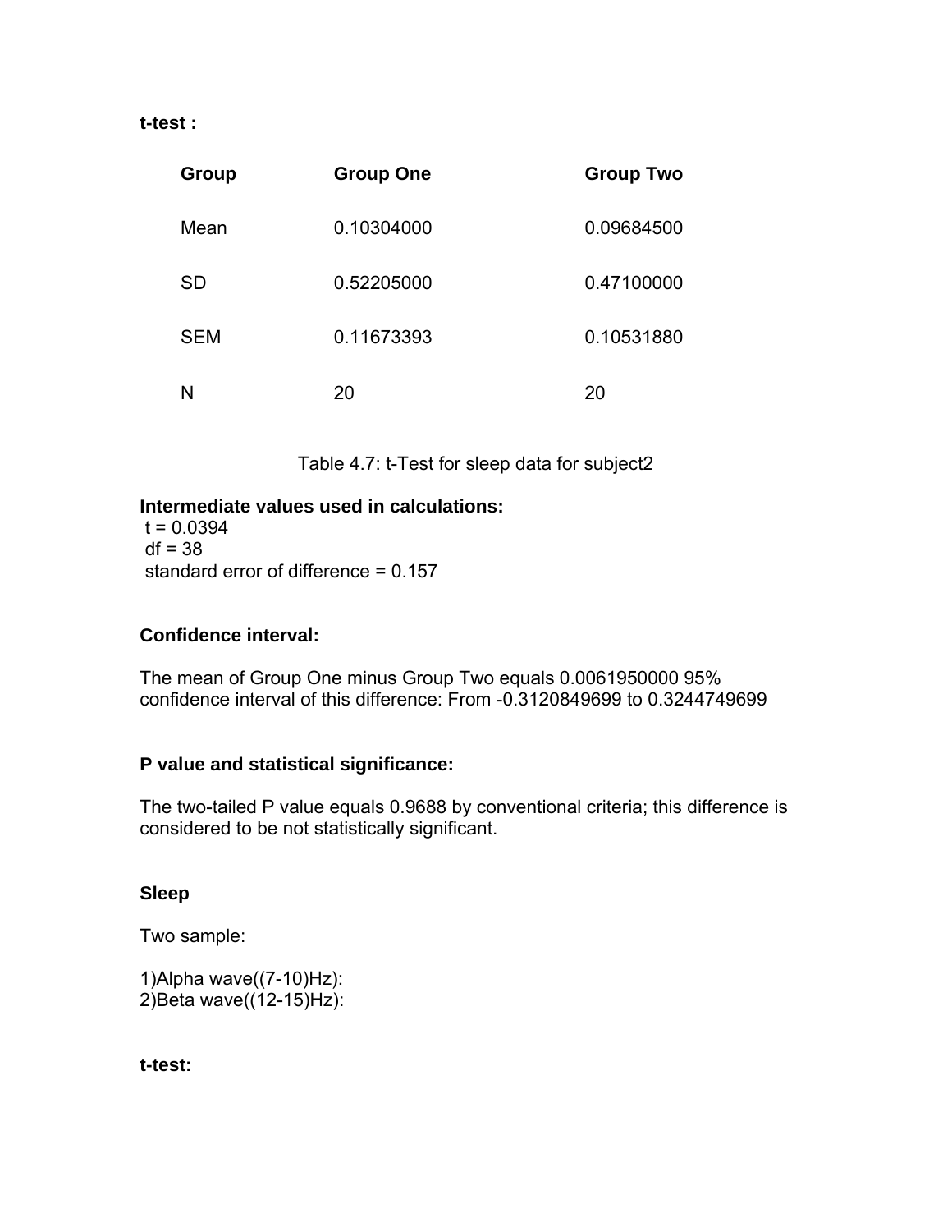**t-test :**

| Group | Group One | Group Two |
|---|---|---|
| Mean | 0.10304000 | 0.09684500 |
| SD | 0.52205000 | 0.47100000 |
| SEM | 0.11673393 | 0.10531880 |
| N | 20 | 20 |

Table 4.7: t-Test for sleep data for subject2

**Intermediate values used in calculations:**
t = 0.0394
df = 38
standard error of difference = 0.157

**Confidence interval:**

The mean of Group One minus Group Two equals 0.0061950000 95% confidence interval of this difference: From -0.3120849699 to 0.3244749699

**P value and statistical significance:**

The two-tailed P value equals 0.9688 by conventional criteria; this difference is considered to be not statistically significant.

**Sleep**

Two sample:

1)Alpha wave((7-10)Hz):
2)Beta wave((12-15)Hz):

**t-test:**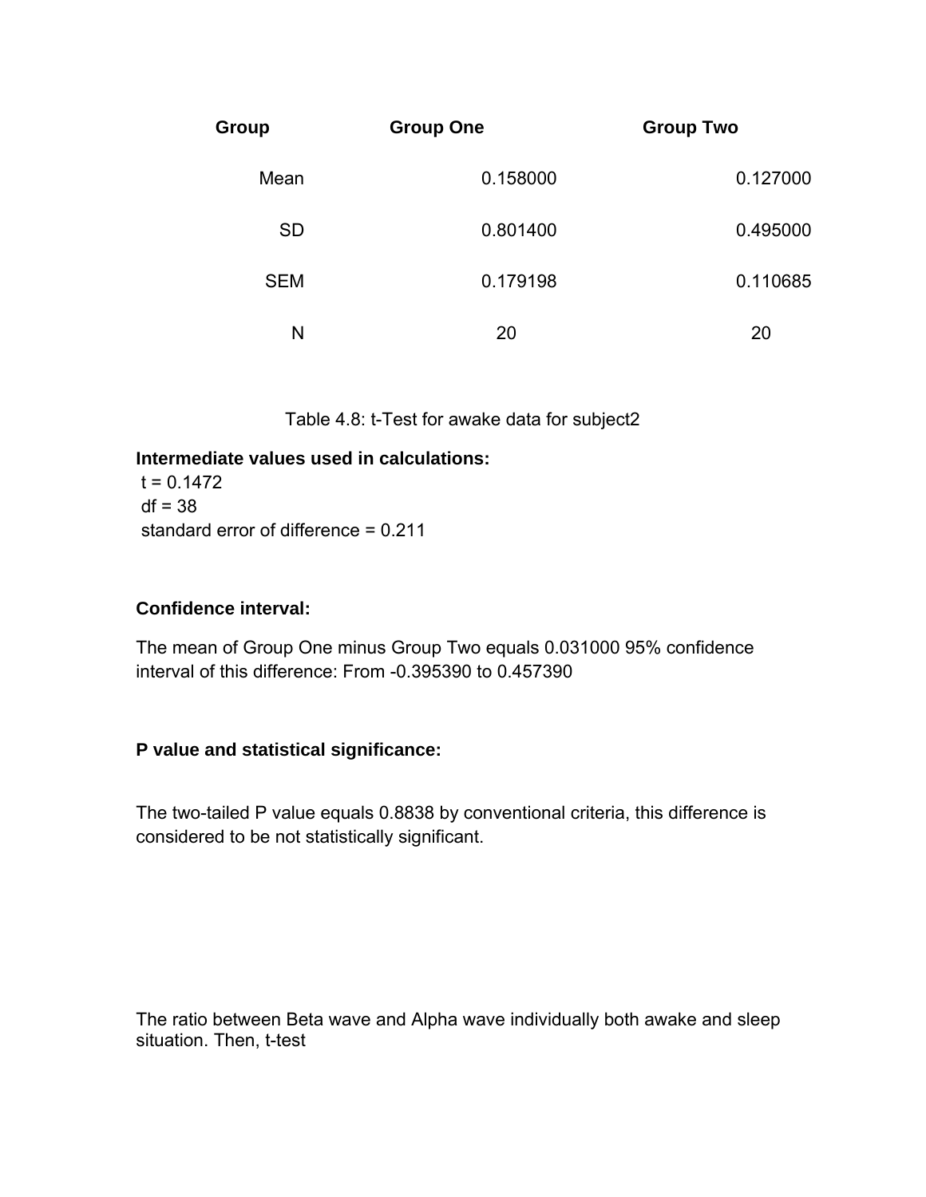| Group | Group One | Group Two |
|---|---|---|
| Mean | 0.158000 | 0.127000 |
| SD | 0.801400 | 0.495000 |
| SEM | 0.179198 | 0.110685 |
| N | 20 | 20 |

Table 4.8: t-Test for awake data for subject2

**Intermediate values used in calculations:**

t = 0.1472
df = 38
standard error of difference = 0.211

**Confidence interval:**

The mean of Group One minus Group Two equals 0.031000 95% confidence interval of this difference: From -0.395390 to 0.457390

**P value and statistical significance:**

The two-tailed P value equals 0.8838 by conventional criteria, this difference is considered to be not statistically significant.

The ratio between Beta wave and Alpha wave individually both awake and sleep situation. Then, t-test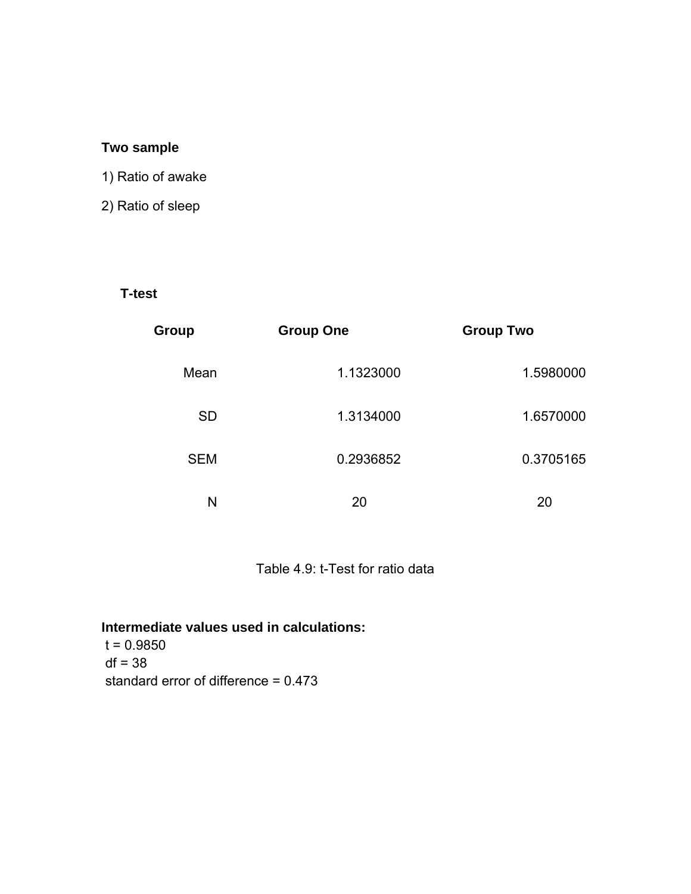**Two sample**

1) Ratio of awake

2) Ratio of sleep

**T-test**

| Group | Group One | Group Two |
|---|---|---|
| Mean | 1.1323000 | 1.5980000 |
| SD | 1.3134000 | 1.6570000 |
| SEM | 0.2936852 | 0.3705165 |
| N | 20 | 20 |

Table 4.9: t-Test for ratio data

**Intermediate values used in calculations:**

t = 0.9850
df = 38
standard error of difference = 0.473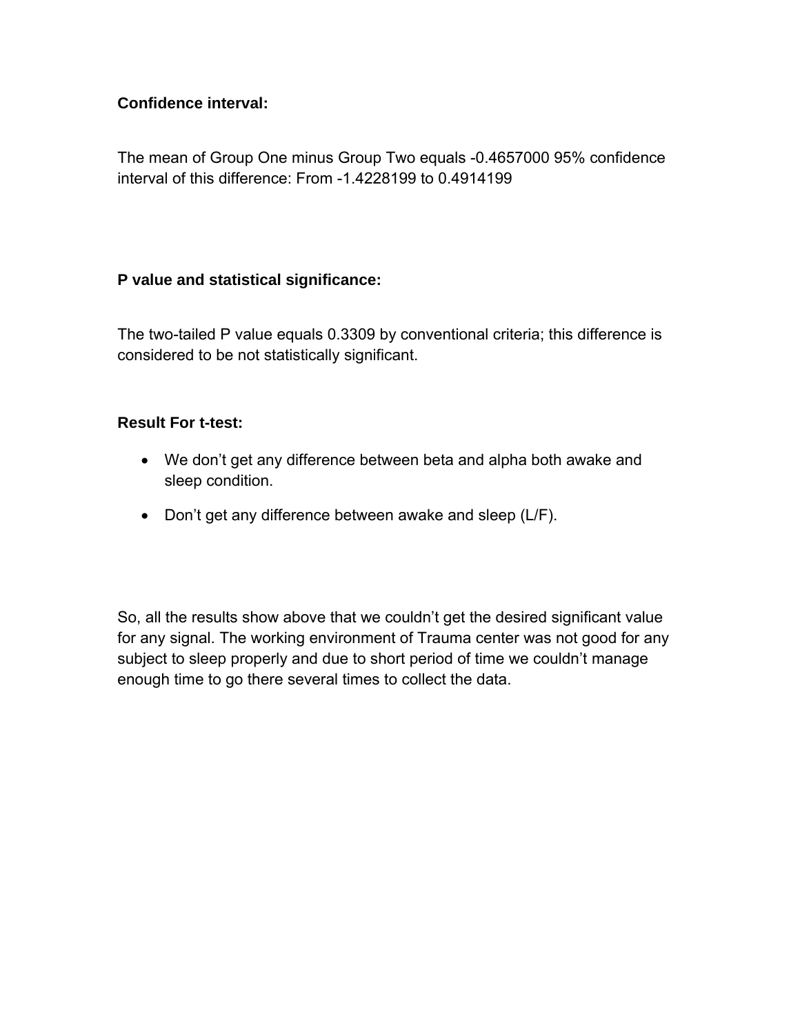**Confidence interval:**

The mean of Group One minus Group Two equals -0.4657000 95% confidence interval of this difference: From -1.4228199 to 0.4914199

**P value and statistical significance:**

The two-tailed P value equals 0.3309 by conventional criteria; this difference is considered to be not statistically significant.

**Result For t-test:**

- We don't get any difference between beta and alpha both awake and sleep condition.
- Don't get any difference between awake and sleep (L/F).

So, all the results show above that we couldn't get the desired significant value for any signal. The working environment of Trauma center was not good for any subject to sleep properly and due to short period of time we couldn't manage enough time to go there several times to collect the data.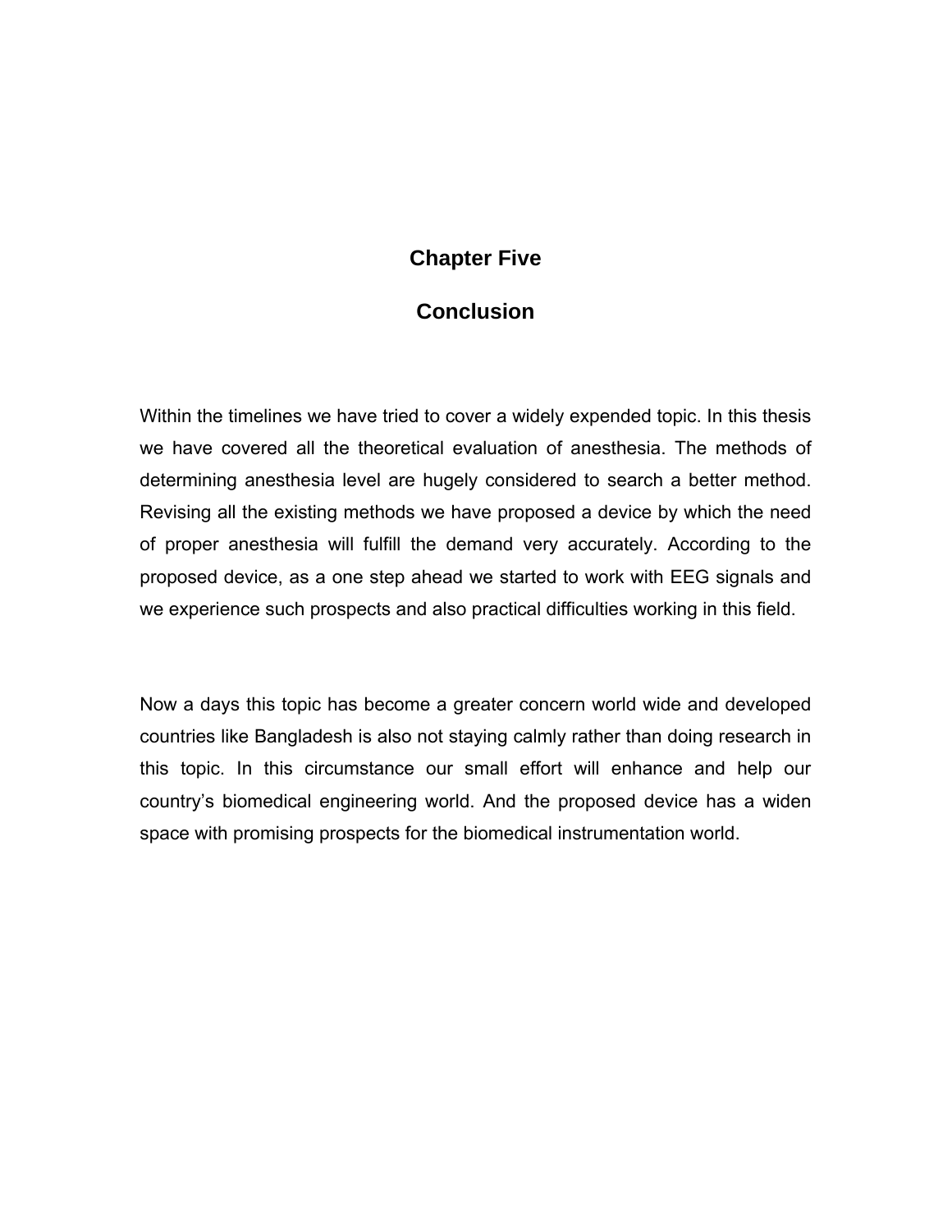# Chapter Five

# Conclusion

Within the timelines we have tried to cover a widely expended topic. In this thesis we have covered all the theoretical evaluation of anesthesia. The methods of determining anesthesia level are hugely considered to search a better method. Revising all the existing methods we have proposed a device by which the need of proper anesthesia will fulfill the demand very accurately. According to the proposed device, as a one step ahead we started to work with EEG signals and we experience such prospects and also practical difficulties working in this field.

Now a days this topic has become a greater concern world wide and developed countries like Bangladesh is also not staying calmly rather than doing research in this topic. In this circumstance our small effort will enhance and help our country's biomedical engineering world. And the proposed device has a widen space with promising prospects for the biomedical instrumentation world.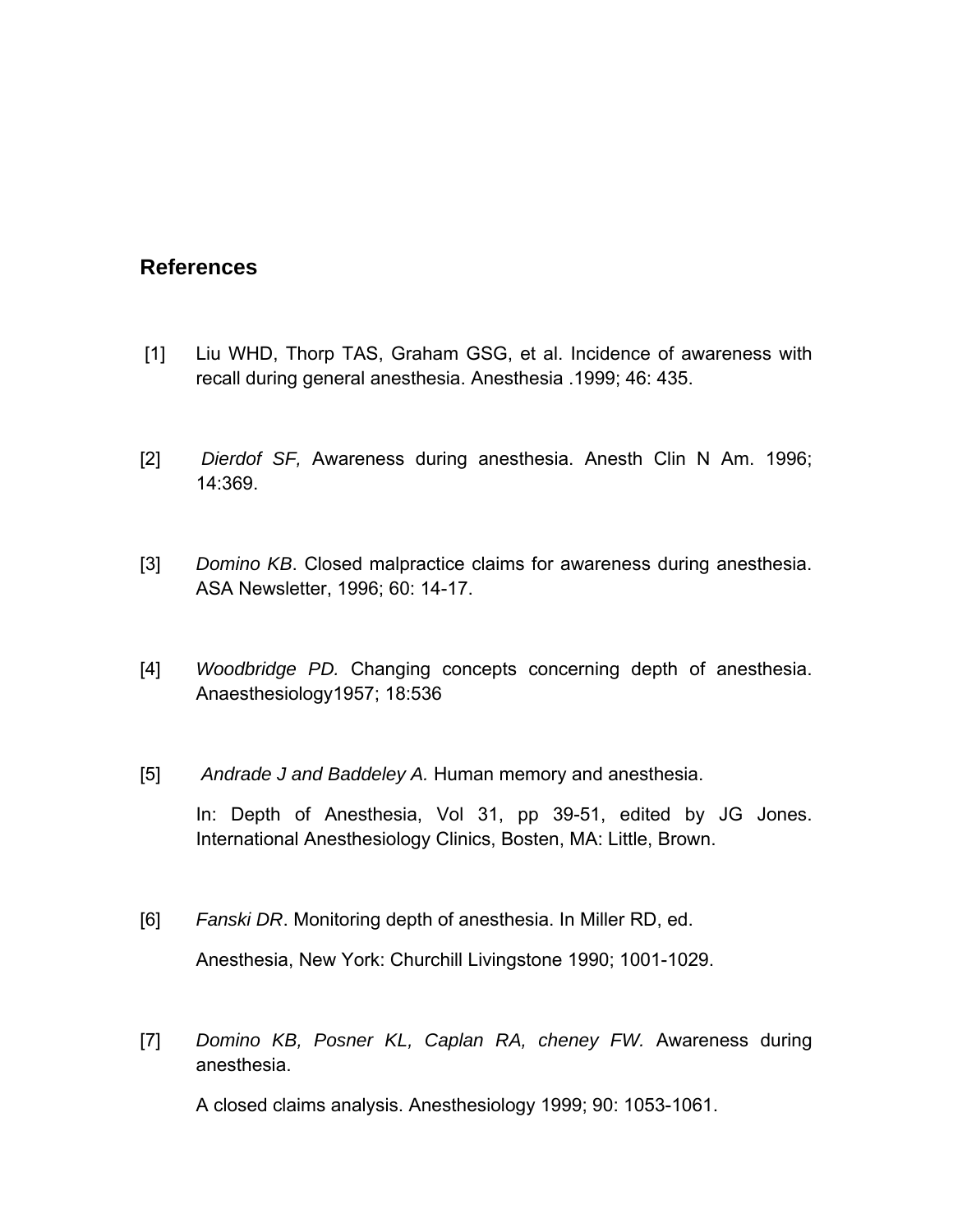## References

[1] Liu WHD, Thorp TAS, Graham GSG, et al. Incidence of awareness with recall during general anesthesia. Anesthesia .1999; 46: 435.

[2] *Dierdof SF,* Awareness during anesthesia. Anesth Clin N Am. 1996; 14:369.

[3] *Domino KB*. Closed malpractice claims for awareness during anesthesia. ASA Newsletter, 1996; 60: 14-17.

[4] *Woodbridge PD.* Changing concepts concerning depth of anesthesia. Anaesthesiology1957; 18:536

[5] *Andrade J and Baddeley A.* Human memory and anesthesia.

In: Depth of Anesthesia, Vol 31, pp 39-51, edited by JG Jones. International Anesthesiology Clinics, Bosten, MA: Little, Brown.

[6] *Fanski DR*. Monitoring depth of anesthesia. In Miller RD, ed.

Anesthesia, New York: Churchill Livingstone 1990; 1001-1029.

[7] *Domino KB, Posner KL, Caplan RA, cheney FW.* Awareness during anesthesia.

A closed claims analysis. Anesthesiology 1999; 90: 1053-1061.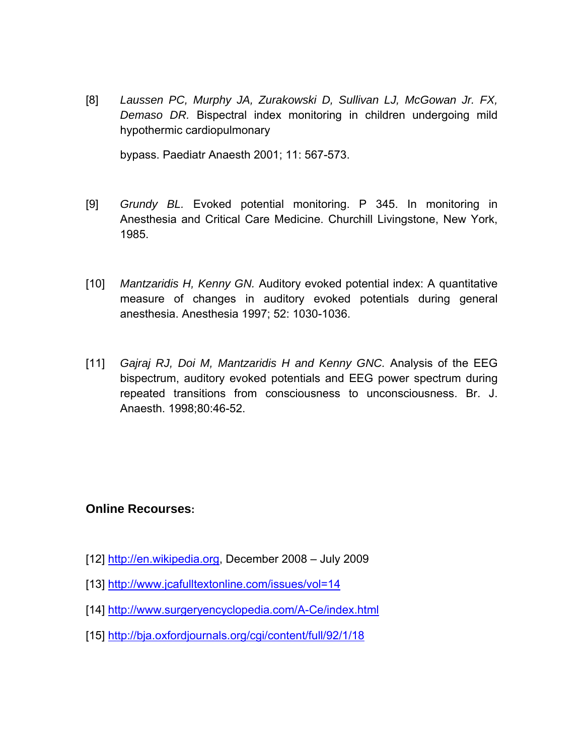[8] *Laussen PC, Murphy JA, Zurakowski D, Sullivan LJ, McGowan Jr. FX, Demaso DR.* Bispectral index monitoring in children undergoing mild hypothermic cardiopulmonary

bypass. Paediatr Anaesth 2001; 11: 567-573.

[9] *Grundy BL.* Evoked potential monitoring. P 345. In monitoring in Anesthesia and Critical Care Medicine. Churchill Livingstone, New York, 1985.

[10] *Mantzaridis H, Kenny GN.* Auditory evoked potential index: A quantitative measure of changes in auditory evoked potentials during general anesthesia. Anesthesia 1997; 52: 1030-1036.

[11] *Gajraj RJ, Doi M, Mantzaridis H and Kenny GNC.* Analysis of the EEG bispectrum, auditory evoked potentials and EEG power spectrum during repeated transitions from consciousness to unconsciousness. Br. J. Anaesth. 1998;80:46-52.

**Online Recourses:**

[12] http://en.wikipedia.org, December 2008 – July 2009

[13] http://www.jcafulltextonline.com/issues/vol=14

[14] http://www.surgeryencyclopedia.com/A-Ce/index.html

[15] http://bja.oxfordjournals.org/cgi/content/full/92/1/18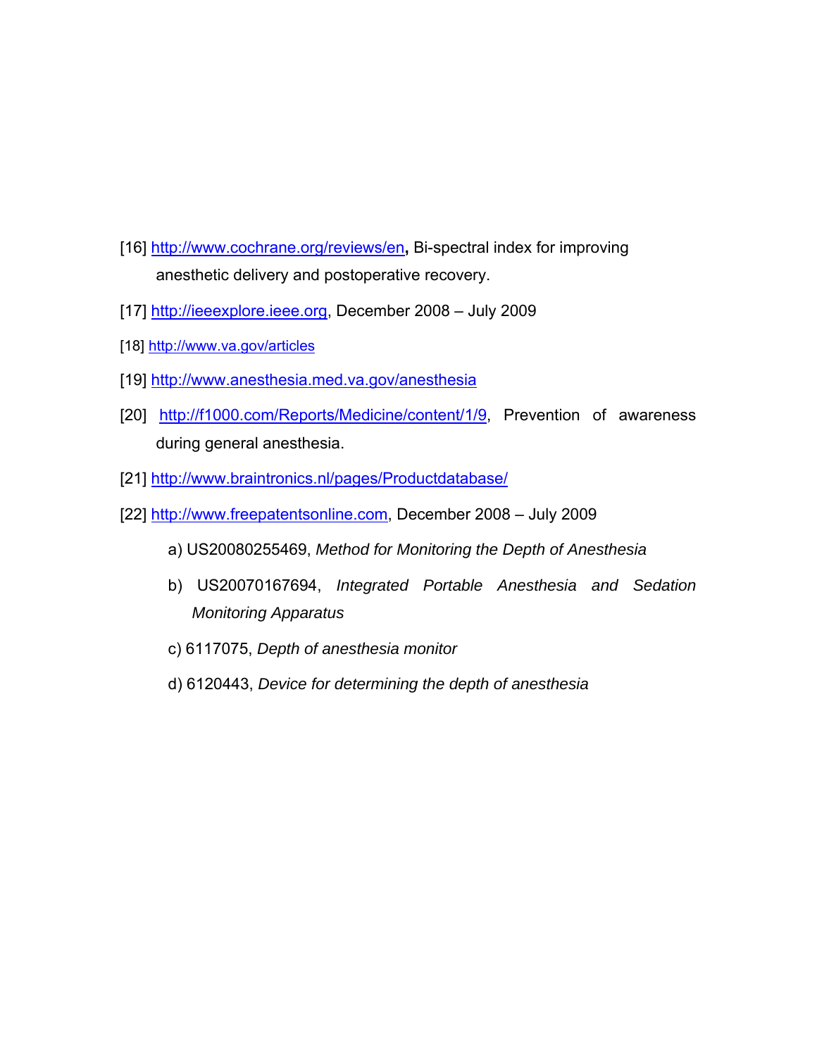[16] http://www.cochrane.org/reviews/en**,** Bi-spectral index for improving anesthetic delivery and postoperative recovery.

[17] http://ieeexplore.ieee.org, December 2008 – July 2009

[18] http://www.va.gov/articles

[19] http://www.anesthesia.med.va.gov/anesthesia

[20] http://f1000.com/Reports/Medicine/content/1/9, Prevention of awareness during general anesthesia.

[21] http://www.braintronics.nl/pages/Productdatabase/

[22] http://www.freepatentsonline.com, December 2008 – July 2009

a) US20080255469, *Method for Monitoring the Depth of Anesthesia*

b) US20070167694, *Integrated Portable Anesthesia and Sedation Monitoring Apparatus*

c) 6117075, *Depth of anesthesia monitor*

d) 6120443, *Device for determining the depth of anesthesia*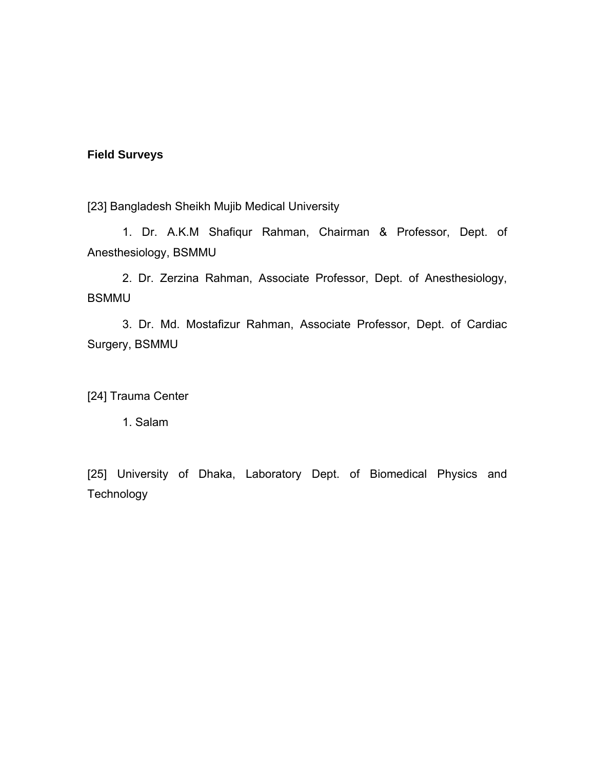**Field Surveys**

[23] Bangladesh Sheikh Mujib Medical University

1. Dr. A.K.M Shafiqur Rahman, Chairman & Professor, Dept. of Anesthesiology, BSMMU

2. Dr. Zerzina Rahman, Associate Professor, Dept. of Anesthesiology, BSMMU

3. Dr. Md. Mostafizur Rahman, Associate Professor, Dept. of Cardiac Surgery, BSMMU

[24] Trauma Center

1. Salam

[25] University of Dhaka, Laboratory Dept. of Biomedical Physics and Technology